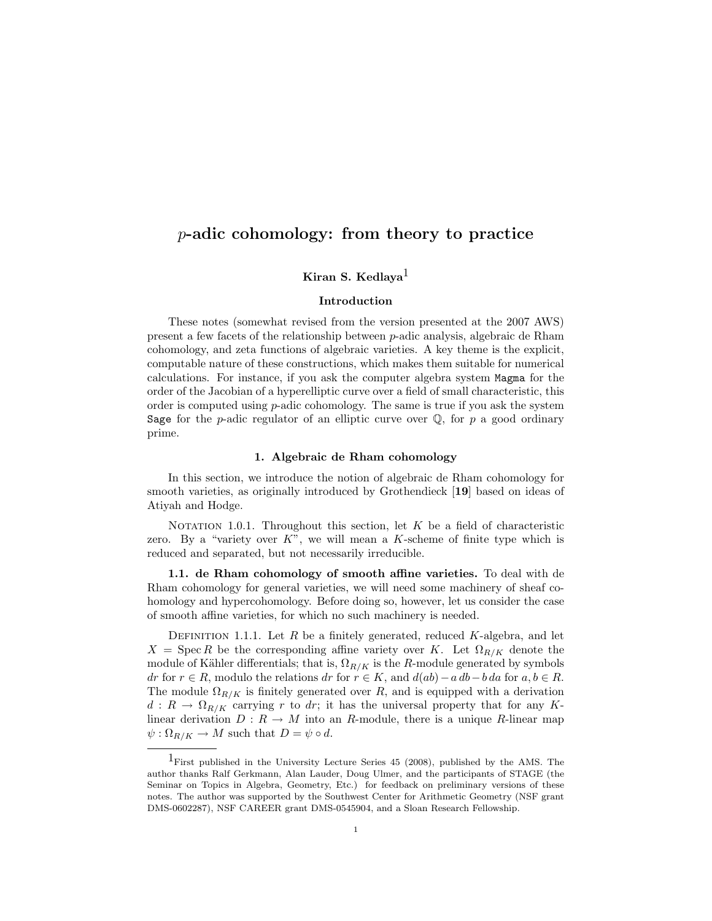# $p$-adic cohomology: from theory to practice

**Kiran S. Kedlaya**[1]

## Introduction

These notes (somewhat revised from the version presented at the 2007 AWS) present a few facets of the relationship between $p$-adic analysis, algebraic de Rham cohomology, and zeta functions of algebraic varieties. A key theme is the explicit, computable nature of these constructions, which makes them suitable for numerical calculations. For instance, if you ask the computer algebra system `Magma` for the order of the Jacobian of a hyperelliptic curve over a field of small characteristic, this order is computed using $p$-adic cohomology. The same is true if you ask the system `Sage` for the $p$-adic regulator of an elliptic curve over $\mathbb{Q}$, for $p$ a good ordinary prime.

## 1. Algebraic de Rham cohomology

In this section, we introduce the notion of algebraic de Rham cohomology for smooth varieties, as originally introduced by Grothendieck [**19**] based on ideas of Atiyah and Hodge.

Notation 1.0.1. Throughout this section, let $K$ be a field of characteristic zero. By a "variety over $K$", we will mean a $K$-scheme of finite type which is reduced and separated, but not necessarily irreducible.

**1.1. de Rham cohomology of smooth affine varieties.** To deal with de Rham cohomology for general varieties, we will need some machinery of sheaf cohomology and hypercohomology. Before doing so, however, let us consider the case of smooth affine varieties, for which no such machinery is needed.

Definition 1.1.1. Let $R$ be a finitely generated, reduced $K$-algebra, and let $X = \operatorname{Spec} R$ be the corresponding affine variety over $K$. Let $\Omega_{R/K}$ denote the module of Kähler differentials; that is, $\Omega_{R/K}$ is the $R$-module generated by symbols $dr$ for $r \in R$, modulo the relations $dr$ for $r \in K$, and $d(ab) - a\,db - b\,da$ for $a, b \in R$. The module $\Omega_{R/K}$ is finitely generated over $R$, and is equipped with a derivation $d : R \to \Omega_{R/K}$ carrying $r$ to $dr$; it has the universal property that for any $K$-linear derivation $D : R \to M$ into an $R$-module, there is a unique $R$-linear map $\psi : \Omega_{R/K} \to M$ such that $D = \psi \circ d$.

[1] First published in the University Lecture Series 45 (2008), published by the AMS. The author thanks Ralf Gerkmann, Alan Lauder, Doug Ulmer, and the participants of STAGE (the Seminar on Topics in Algebra, Geometry, Etc.) for feedback on preliminary versions of these notes. The author was supported by the Southwest Center for Arithmetic Geometry (NSF grant DMS-0602287), NSF CAREER grant DMS-0545904, and a Sloan Research Fellowship.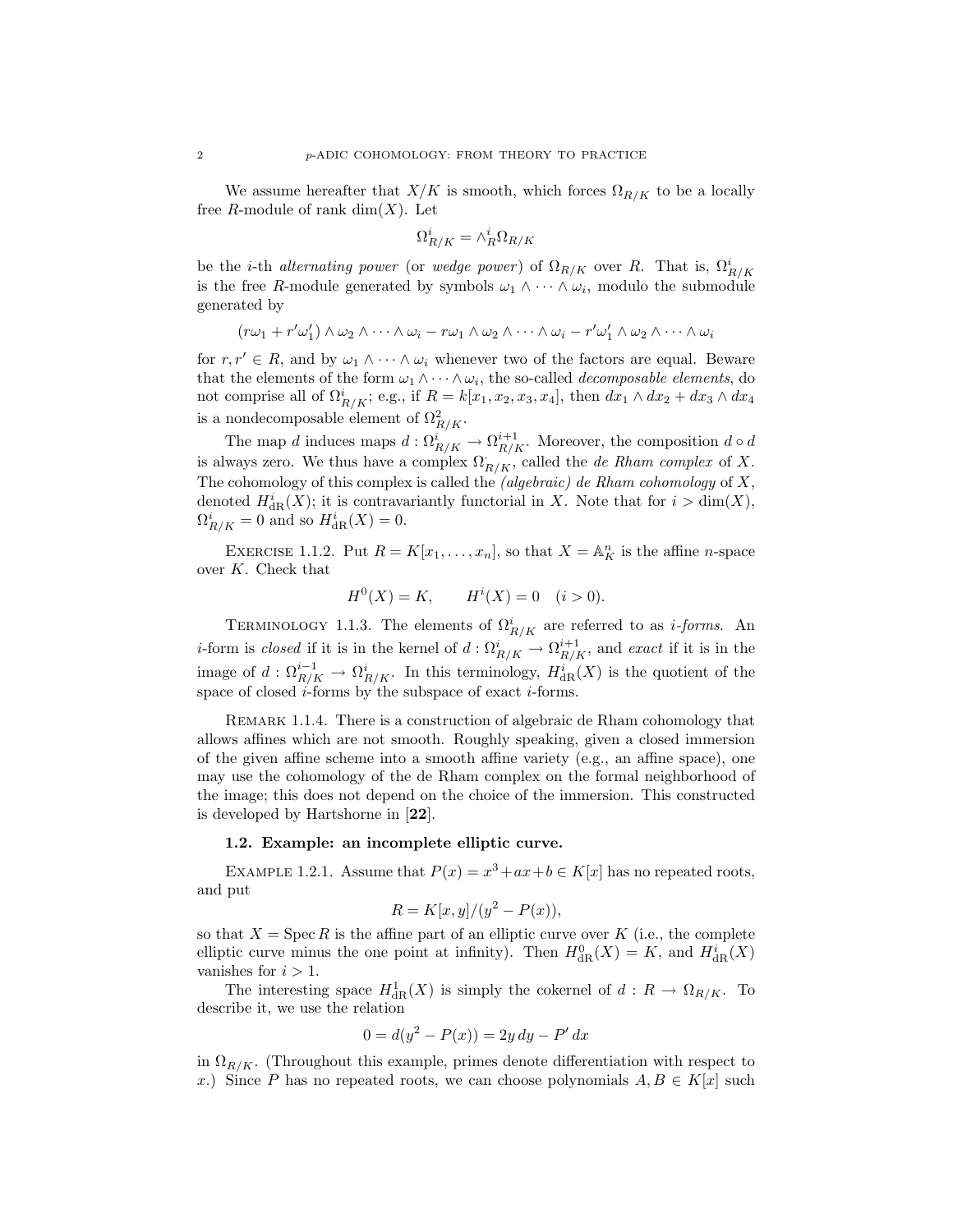We assume hereafter that $X/K$ is smooth, which forces $\Omega_{R/K}$ to be a locally free $R$-module of rank $\dim(X)$. Let

$$\Omega^i_{R/K} = \wedge^i_R \Omega_{R/K}$$

be the $i$-th *alternating power* (or *wedge power*) of $\Omega_{R/K}$ over $R$. That is, $\Omega^i_{R/K}$ is the free $R$-module generated by symbols $\omega_1 \wedge \cdots \wedge \omega_i$, modulo the submodule generated by

$$(r\omega_1 + r'\omega_1') \wedge \omega_2 \wedge \cdots \wedge \omega_i - r\omega_1 \wedge \omega_2 \wedge \cdots \wedge \omega_i - r'\omega_1' \wedge \omega_2 \wedge \cdots \wedge \omega_i$$

for $r, r' \in R$, and by $\omega_1 \wedge \cdots \wedge \omega_i$ whenever two of the factors are equal. Beware that the elements of the form $\omega_1 \wedge \cdots \wedge \omega_i$, the so-called *decomposable elements*, do not comprise all of $\Omega^i_{R/K}$; e.g., if $R = k[x_1, x_2, x_3, x_4]$, then $dx_1 \wedge dx_2 + dx_3 \wedge dx_4$ is a nondecomposable element of $\Omega^2_{R/K}$.

The map $d$ induces maps $d : \Omega^i_{R/K} \to \Omega^{i+1}_{R/K}$. Moreover, the composition $d \circ d$ is always zero. We thus have a complex $\Omega^{\cdot}_{R/K}$, called the *de Rham complex* of $X$. The cohomology of this complex is called the *(algebraic) de Rham cohomology* of $X$, denoted $H^i_{\mathrm{dR}}(X)$; it is contravariantly functorial in $X$. Note that for $i > \dim(X)$, $\Omega^i_{R/K} = 0$ and so $H^i_{\mathrm{dR}}(X) = 0$.

Exercise 1.1.2. Put $R = K[x_1, \ldots, x_n]$, so that $X = \mathbb{A}^n_K$ is the affine $n$-space over $K$. Check that

$$H^0(X) = K, \qquad H^i(X) = 0 \quad (i > 0).$$

Terminology 1.1.3. The elements of $\Omega^i_{R/K}$ are referred to as *i-forms*. An $i$-form is *closed* if it is in the kernel of $d : \Omega^i_{R/K} \to \Omega^{i+1}_{R/K}$, and *exact* if it is in the image of $d : \Omega^{i-1}_{R/K} \to \Omega^i_{R/K}$. In this terminology, $H^i_{\mathrm{dR}}(X)$ is the quotient of the space of closed $i$-forms by the subspace of exact $i$-forms.

Remark 1.1.4. There is a construction of algebraic de Rham cohomology that allows affines which are not smooth. Roughly speaking, given a closed immersion of the given affine scheme into a smooth affine variety (e.g., an affine space), one may use the cohomology of the de Rham complex on the formal neighborhood of the image; this does not depend on the choice of the immersion. This constructed is developed by Hartshorne in [**22**].

### 1.2. Example: an incomplete elliptic curve.

Example 1.2.1. Assume that $P(x) = x^3 + ax + b \in K[x]$ has no repeated roots, and put

$$R = K[x, y]/(y^2 - P(x)),$$

so that $X = \operatorname{Spec} R$ is the affine part of an elliptic curve over $K$ (i.e., the complete elliptic curve minus the one point at infinity). Then $H^0_{\mathrm{dR}}(X) = K$, and $H^i_{\mathrm{dR}}(X)$ vanishes for $i > 1$.

The interesting space $H^1_{\mathrm{dR}}(X)$ is simply the cokernel of $d : R \to \Omega_{R/K}$. To describe it, we use the relation

$$0 = d(y^2 - P(x)) = 2y\,dy - P'\,dx$$

in $\Omega_{R/K}$. (Throughout this example, primes denote differentiation with respect to $x$.) Since $P$ has no repeated roots, we can choose polynomials $A, B \in K[x]$ such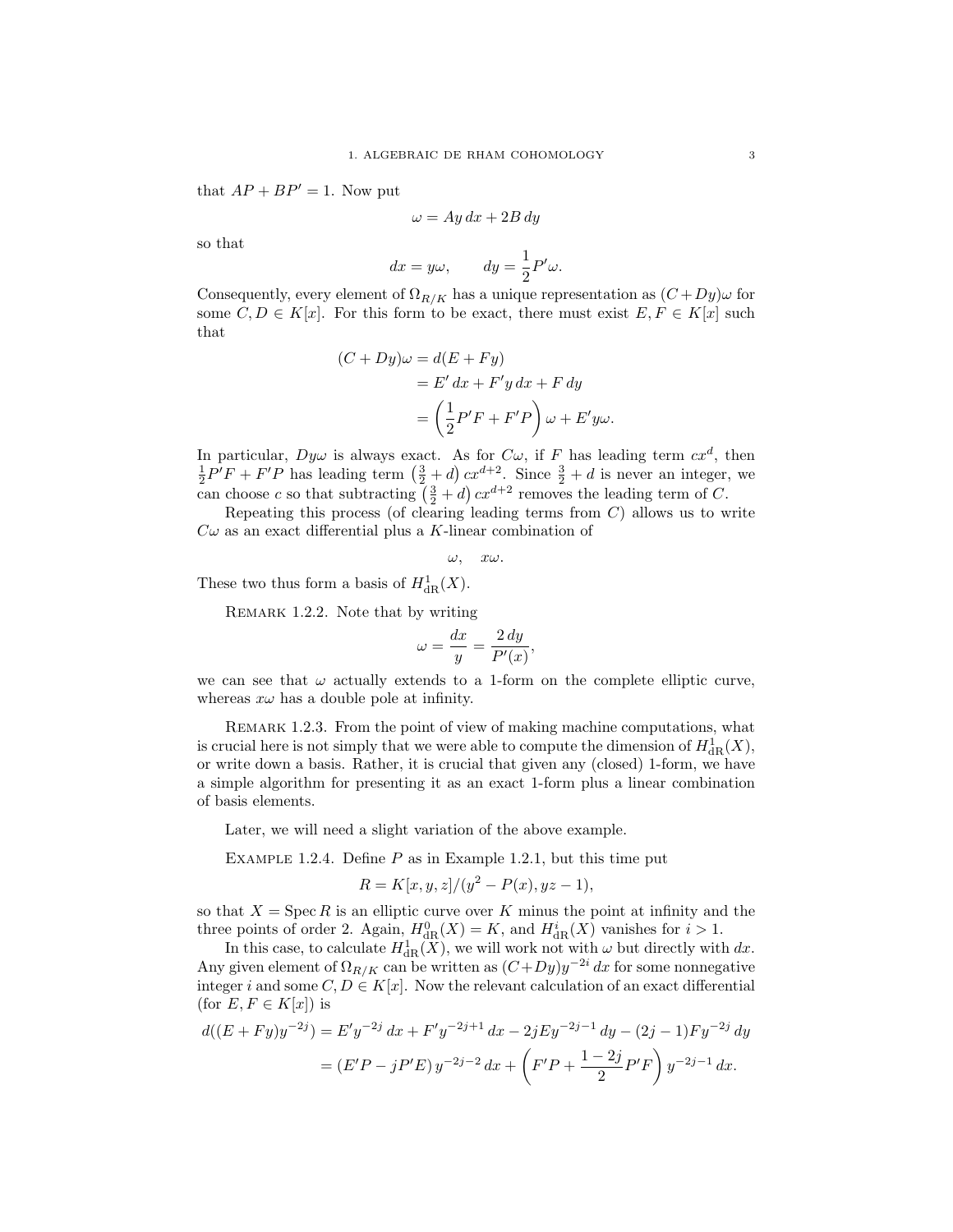that $AP + BP' = 1$. Now put

$$\omega = Ay\,dx + 2B\,dy$$

so that

$$dx = y\omega, \qquad dy = \frac{1}{2}P'\omega.$$

Consequently, every element of $\Omega_{R/K}$ has a unique representation as $(C+Dy)\omega$ for some $C, D \in K[x]$. For this form to be exact, there must exist $E, F \in K[x]$ such that

$$\begin{aligned}
(C + Dy)\omega &= d(E + Fy) \\
&= E'\,dx + F'y\,dx + F\,dy \\
&= \left(\frac{1}{2}P'F + F'P\right)\omega + E'y\omega.
\end{aligned}$$

In particular, $Dy\omega$ is always exact. As for $C\omega$, if $F$ has leading term $cx^d$, then $\frac{1}{2}P'F + F'P$ has leading term $\left(\frac{3}{2} + d\right)cx^{d+2}$. Since $\frac{3}{2} + d$ is never an integer, we can choose $c$ so that subtracting $\left(\frac{3}{2} + d\right)cx^{d+2}$ removes the leading term of $C$.

Repeating this process (of clearing leading terms from $C$) allows us to write $C\omega$ as an exact differential plus a $K$-linear combination of

$$\omega, \quad x\omega.$$

These two thus form a basis of $H^1_{\mathrm{dR}}(X)$.

Remark 1.2.2. Note that by writing

$$\omega = \frac{dx}{y} = \frac{2\,dy}{P'(x)},$$

we can see that $\omega$ actually extends to a 1-form on the complete elliptic curve, whereas $x\omega$ has a double pole at infinity.

Remark 1.2.3. From the point of view of making machine computations, what is crucial here is not simply that we were able to compute the dimension of $H^1_{\mathrm{dR}}(X)$, or write down a basis. Rather, it is crucial that given any (closed) 1-form, we have a simple algorithm for presenting it as an exact 1-form plus a linear combination of basis elements.

Later, we will need a slight variation of the above example.

Example 1.2.4. Define $P$ as in Example 1.2.1, but this time put

$$R = K[x, y, z]/(y^2 - P(x), yz - 1),$$

so that $X = \operatorname{Spec} R$ is an elliptic curve over $K$ minus the point at infinity and the three points of order 2. Again, $H^0_{\mathrm{dR}}(X) = K$, and $H^i_{\mathrm{dR}}(X)$ vanishes for $i > 1$.

In this case, to calculate $H^1_{\mathrm{dR}}(X)$, we will work not with $\omega$ but directly with $dx$. Any given element of $\Omega_{R/K}$ can be written as $(C+Dy)y^{-2i}\,dx$ for some nonnegative integer $i$ and some $C, D \in K[x]$. Now the relevant calculation of an exact differential (for $E, F \in K[x]$) is

$$\begin{aligned}
d((E + Fy)y^{-2j}) &= E'y^{-2j}\,dx + F'y^{-2j+1}\,dx - 2jEy^{-2j-1}\,dy - (2j-1)Fy^{-2j}\,dy \\
&= (E'P - jP'E)\,y^{-2j-2}\,dx + \left(F'P + \frac{1-2j}{2}P'F\right)y^{-2j-1}\,dx.
\end{aligned}$$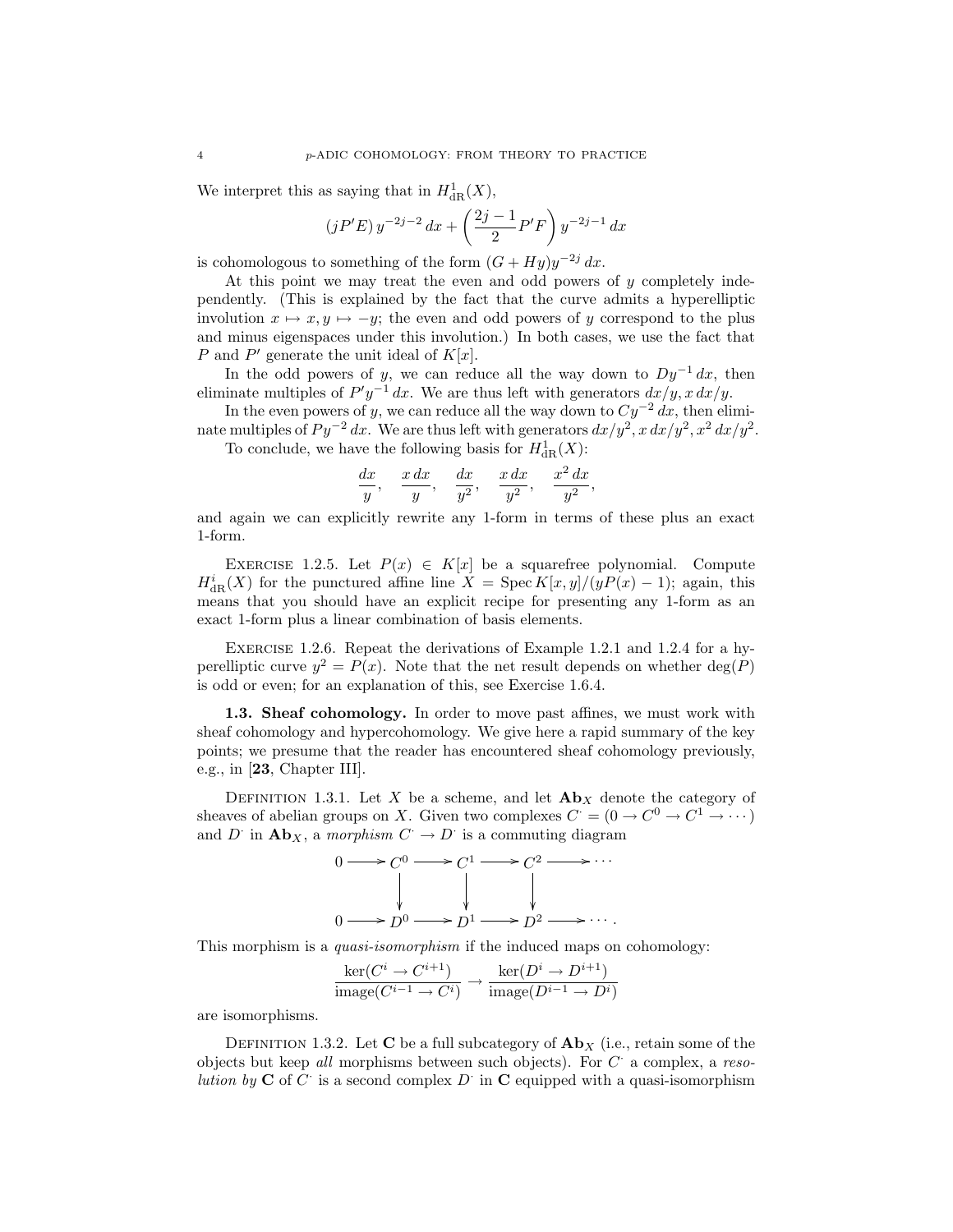We interpret this as saying that in $H^1_{\mathrm{dR}}(X)$,

$$(jP'E)\, y^{-2j-2}\, dx + \left(\frac{2j-1}{2} P'F\right) y^{-2j-1}\, dx$$

is cohomologous to something of the form $(G + Hy)y^{-2j}\, dx$.

At this point we may treat the even and odd powers of $y$ completely independently. (This is explained by the fact that the curve admits a hyperelliptic involution $x \mapsto x, y \mapsto -y$; the even and odd powers of $y$ correspond to the plus and minus eigenspaces under this involution.) In both cases, we use the fact that $P$ and $P'$ generate the unit ideal of $K[x]$.

In the odd powers of $y$, we can reduce all the way down to $Dy^{-1}\, dx$, then eliminate multiples of $P'y^{-1}\, dx$. We are thus left with generators $dx/y, x\, dx/y$.

In the even powers of $y$, we can reduce all the way down to $Cy^{-2}\, dx$, then eliminate multiples of $Py^{-2}\, dx$. We are thus left with generators $dx/y^2, x\, dx/y^2, x^2\, dx/y^2$.

To conclude, we have the following basis for $H^1_{\mathrm{dR}}(X)$:

$$\frac{dx}{y}, \quad \frac{x\, dx}{y}, \quad \frac{dx}{y^2}, \quad \frac{x\, dx}{y^2}, \quad \frac{x^2\, dx}{y^2},$$

and again we can explicitly rewrite any 1-form in terms of these plus an exact 1-form.

Exercise 1.2.5. Let $P(x) \in K[x]$ be a squarefree polynomial. Compute $H^i_{\mathrm{dR}}(X)$ for the punctured affine line $X = \operatorname{Spec} K[x,y]/(yP(x) - 1)$; again, this means that you should have an explicit recipe for presenting any 1-form as an exact 1-form plus a linear combination of basis elements.

Exercise 1.2.6. Repeat the derivations of Example 1.2.1 and 1.2.4 for a hyperelliptic curve $y^2 = P(x)$. Note that the net result depends on whether $\deg(P)$ is odd or even; for an explanation of this, see Exercise 1.6.4.

**1.3. Sheaf cohomology.** In order to move past affines, we must work with sheaf cohomology and hypercohomology. We give here a rapid summary of the key points; we presume that the reader has encountered sheaf cohomology previously, e.g., in [**23**, Chapter III].

Definition 1.3.1. Let $X$ be a scheme, and let $\mathbf{Ab}_X$ denote the category of sheaves of abelian groups on $X$. Given two complexes $C^\cdot = (0 \to C^0 \to C^1 \to \cdots)$ and $D^\cdot$ in $\mathbf{Ab}_X$, a *morphism* $C^\cdot \to D^\cdot$ is a commuting diagram

$$\begin{array}{ccccccccc}
0 & \longrightarrow & C^0 & \longrightarrow & C^1 & \longrightarrow & C^2 & \longrightarrow & \cdots \\
 & & \downarrow & & \downarrow & & \downarrow & & \\
0 & \longrightarrow & D^0 & \longrightarrow & D^1 & \longrightarrow & D^2 & \longrightarrow & \cdots .
\end{array}$$

This morphism is a *quasi-isomorphism* if the induced maps on cohomology:

$$\frac{\ker(C^i \to C^{i+1})}{\mathrm{image}(C^{i-1} \to C^i)} \to \frac{\ker(D^i \to D^{i+1})}{\mathrm{image}(D^{i-1} \to D^i)}$$

are isomorphisms.

Definition 1.3.2. Let $\mathbf{C}$ be a full subcategory of $\mathbf{Ab}_X$ (i.e., retain some of the objects but keep *all* morphisms between such objects). For $C^\cdot$ a complex, a *resolution by* $\mathbf{C}$ of $C^\cdot$ is a second complex $D^\cdot$ in $\mathbf{C}$ equipped with a quasi-isomorphism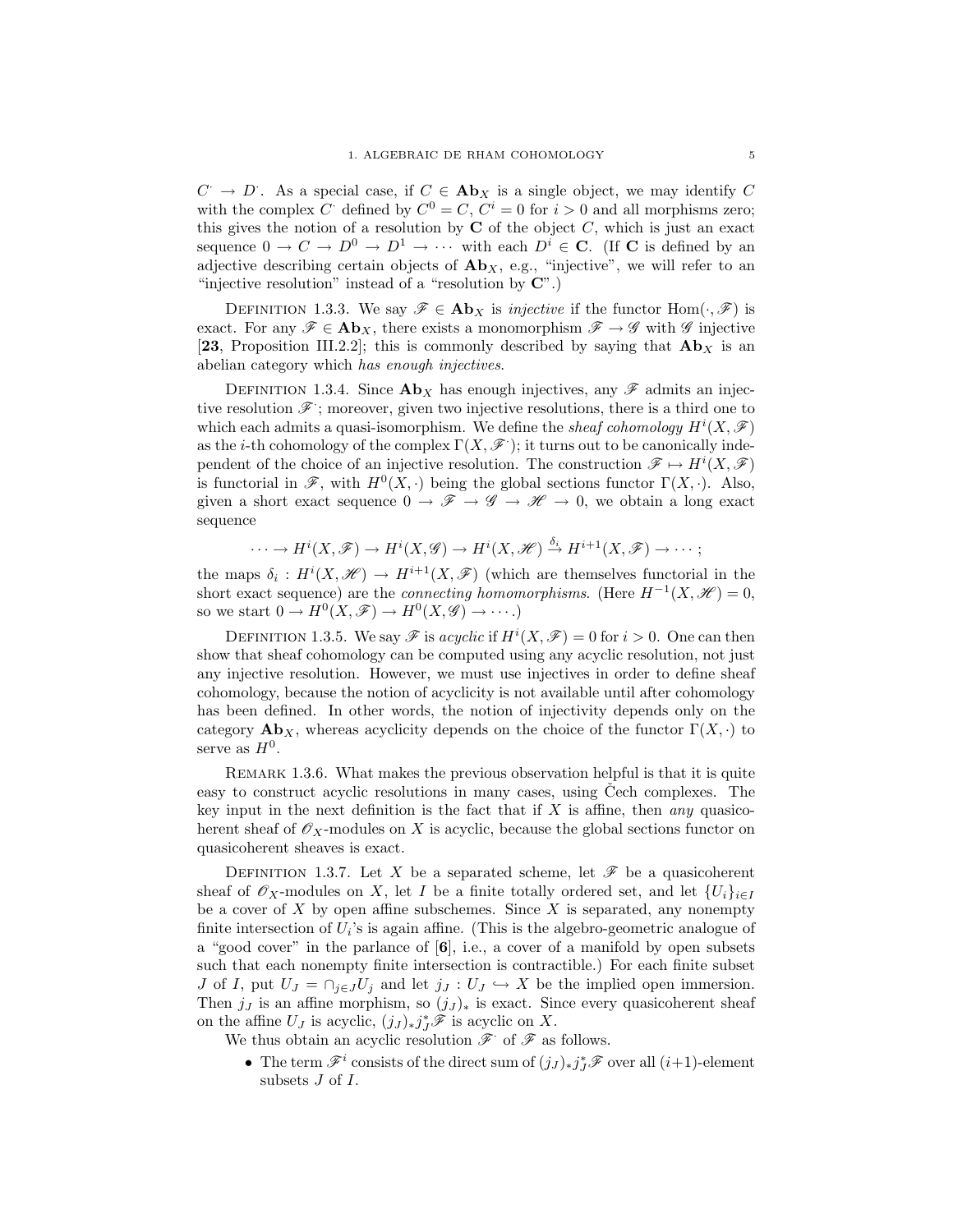$C^\cdot \to D^\cdot$. As a special case, if $C \in \mathbf{Ab}_X$ is a single object, we may identify $C$ with the complex $C^\cdot$ defined by $C^0 = C$, $C^i = 0$ for $i > 0$ and all morphisms zero; this gives the notion of a resolution by $\mathbf{C}$ of the object $C$, which is just an exact sequence $0 \to C \to D^0 \to D^1 \to \cdots$ with each $D^i \in \mathbf{C}$. (If $\mathbf{C}$ is defined by an adjective describing certain objects of $\mathbf{Ab}_X$, e.g., "injective", we will refer to an "injective resolution" instead of a "resolution by $\mathbf{C}$".)

Definition 1.3.3. We say $\mathscr{F} \in \mathbf{Ab}_X$ is *injective* if the functor $\mathrm{Hom}(\cdot, \mathscr{F})$ is exact. For any $\mathscr{F} \in \mathbf{Ab}_X$, there exists a monomorphism $\mathscr{F} \to \mathscr{G}$ with $\mathscr{G}$ injective [**23**, Proposition III.2.2]; this is commonly described by saying that $\mathbf{Ab}_X$ is an abelian category which *has enough injectives*.

Definition 1.3.4. Since $\mathbf{Ab}_X$ has enough injectives, any $\mathscr{F}$ admits an injective resolution $\mathscr{F}^\cdot$; moreover, given two injective resolutions, there is a third one to which each admits a quasi-isomorphism. We define the *sheaf cohomology* $H^i(X, \mathscr{F})$ as the $i$-th cohomology of the complex $\Gamma(X, \mathscr{F}^\cdot)$; it turns out to be canonically independent of the choice of an injective resolution. The construction $\mathscr{F} \mapsto H^i(X, \mathscr{F})$ is functorial in $\mathscr{F}$, with $H^0(X, \cdot)$ being the global sections functor $\Gamma(X, \cdot)$. Also, given a short exact sequence $0 \to \mathscr{F} \to \mathscr{G} \to \mathscr{H} \to 0$, we obtain a long exact sequence

$$\cdots \to H^i(X, \mathscr{F}) \to H^i(X, \mathscr{G}) \to H^i(X, \mathscr{H}) \xrightarrow{\delta_i} H^{i+1}(X, \mathscr{F}) \to \cdots ;$$

the maps $\delta_i : H^i(X, \mathscr{H}) \to H^{i+1}(X, \mathscr{F})$ (which are themselves functorial in the short exact sequence) are the *connecting homomorphisms*. (Here $H^{-1}(X, \mathscr{H}) = 0$, so we start $0 \to H^0(X, \mathscr{F}) \to H^0(X, \mathscr{G}) \to \cdots$.)

Definition 1.3.5. We say $\mathscr{F}$ is *acyclic* if $H^i(X, \mathscr{F}) = 0$ for $i > 0$. One can then show that sheaf cohomology can be computed using any acyclic resolution, not just any injective resolution. However, we must use injectives in order to define sheaf cohomology, because the notion of acyclicity is not available until after cohomology has been defined. In other words, the notion of injectivity depends only on the category $\mathbf{Ab}_X$, whereas acyclicity depends on the choice of the functor $\Gamma(X, \cdot)$ to serve as $H^0$.

Remark 1.3.6. What makes the previous observation helpful is that it is quite easy to construct acyclic resolutions in many cases, using Čech complexes. The key input in the next definition is the fact that if $X$ is affine, then *any* quasicoherent sheaf of $\mathscr{O}_X$-modules on $X$ is acyclic, because the global sections functor on quasicoherent sheaves is exact.

Definition 1.3.7. Let $X$ be a separated scheme, let $\mathscr{F}$ be a quasicoherent sheaf of $\mathscr{O}_X$-modules on $X$, let $I$ be a finite totally ordered set, and let $\{U_i\}_{i \in I}$ be a cover of $X$ by open affine subschemes. Since $X$ is separated, any nonempty finite intersection of $U_i$'s is again affine. (This is the algebro-geometric analogue of a "good cover" in the parlance of [**6**], i.e., a cover of a manifold by open subsets such that each nonempty finite intersection is contractible.) For each finite subset $J$ of $I$, put $U_J = \cap_{j \in J} U_j$ and let $j_J : U_J \hookrightarrow X$ be the implied open immersion. Then $j_J$ is an affine morphism, so $(j_J)_*$ is exact. Since every quasicoherent sheaf on the affine $U_J$ is acyclic, $(j_J)_* j_J^* \mathscr{F}$ is acyclic on $X$.

We thus obtain an acyclic resolution $\mathscr{F}^\cdot$ of $\mathscr{F}$ as follows.

- The term $\mathscr{F}^i$ consists of the direct sum of $(j_J)_* j_J^* \mathscr{F}$ over all $(i+1)$-element subsets $J$ of $I$.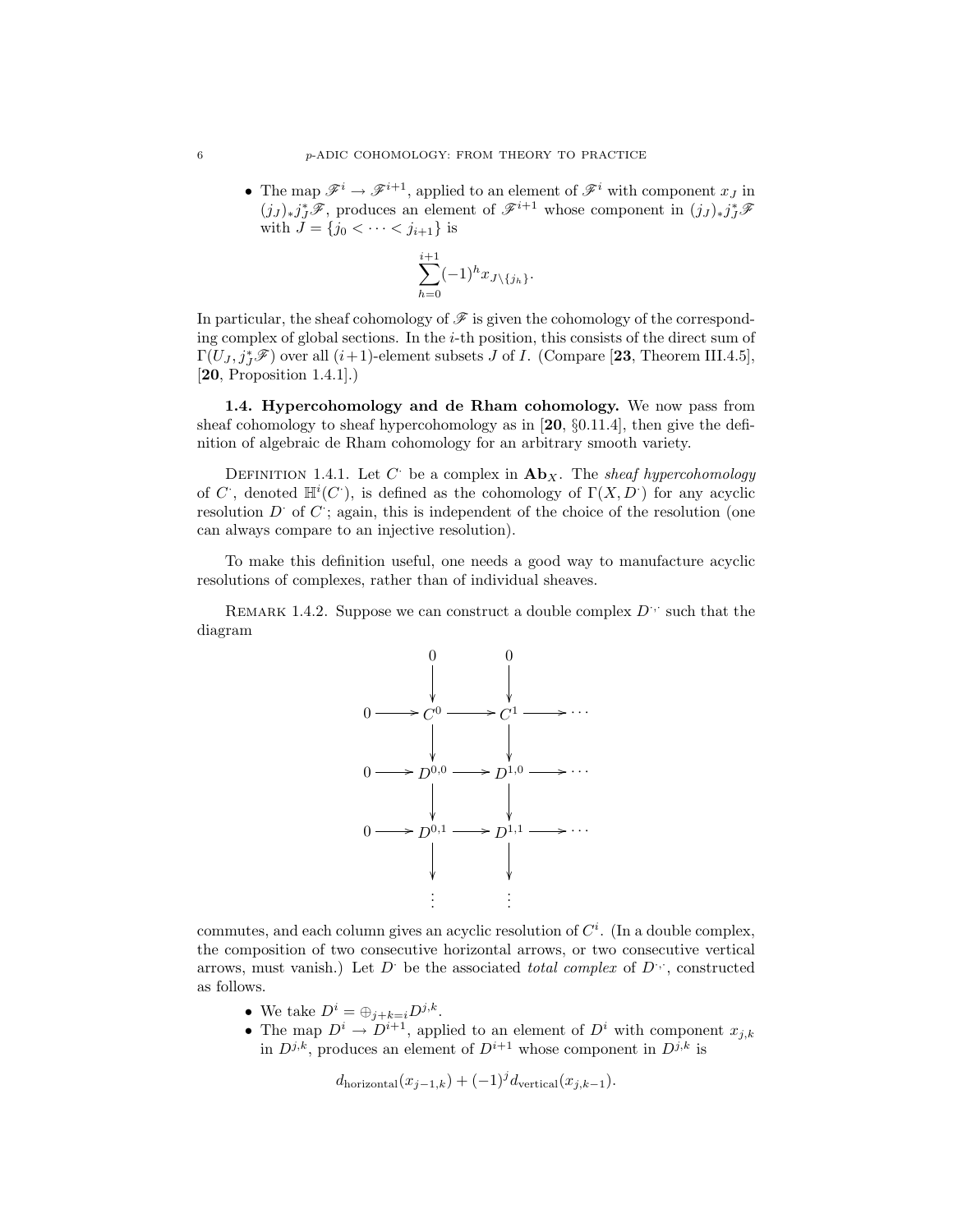- The map $\mathscr{F}^i \to \mathscr{F}^{i+1}$, applied to an element of $\mathscr{F}^i$ with component $x_J$ in $(j_J)_* j_J^* \mathscr{F}$, produces an element of $\mathscr{F}^{i+1}$ whose component in $(j_J)_* j_J^* \mathscr{F}$ with $J = \{j_0 < \cdots < j_{i+1}\}$ is

$$\sum_{h=0}^{i+1} (-1)^h x_{J \setminus \{j_h\}}.$$

In particular, the sheaf cohomology of $\mathscr{F}$ is given the cohomology of the corresponding complex of global sections. In the $i$-th position, this consists of the direct sum of $\Gamma(U_J, j_J^* \mathscr{F})$ over all $(i+1)$-element subsets $J$ of $I$. (Compare [**23**, Theorem III.4.5], [**20**, Proposition 1.4.1].)

**1.4. Hypercohomology and de Rham cohomology.** We now pass from sheaf cohomology to sheaf hypercohomology as in [**20**, §0.11.4], then give the definition of algebraic de Rham cohomology for an arbitrary smooth variety.

Definition 1.4.1. Let $C^\cdot$ be a complex in $\mathbf{Ab}_X$. The *sheaf hypercohomology* of $C^\cdot$, denoted $\mathbb{H}^i(C^\cdot)$, is defined as the cohomology of $\Gamma(X, D^\cdot)$ for any acyclic resolution $D^\cdot$ of $C^\cdot$; again, this is independent of the choice of the resolution (one can always compare to an injective resolution).

To make this definition useful, one needs a good way to manufacture acyclic resolutions of complexes, rather than of individual sheaves.

Remark 1.4.2. Suppose we can construct a double complex $D^{\cdot,\cdot}$ such that the diagram

$$\begin{array}{ccccccc}
 & & 0 & & 0 & & \\
 & & \downarrow & & \downarrow & & \\
0 & \to & C^0 & \to & C^1 & \to & \cdots \\
 & & \downarrow & & \downarrow & & \\
0 & \to & D^{0,0} & \to & D^{1,0} & \to & \cdots \\
 & & \downarrow & & \downarrow & & \\
0 & \to & D^{0,1} & \to & D^{1,1} & \to & \cdots \\
 & & \downarrow & & \downarrow & & \\
 & & \vdots & & \vdots & &
\end{array}$$

commutes, and each column gives an acyclic resolution of $C^i$. (In a double complex, the composition of two consecutive horizontal arrows, or two consecutive vertical arrows, must vanish.) Let $D^\cdot$ be the associated *total complex* of $D^{\cdot,\cdot}$, constructed as follows.

- We take $D^i = \oplus_{j+k=i} D^{j,k}$.
- The map $D^i \to D^{i+1}$, applied to an element of $D^i$ with component $x_{j,k}$ in $D^{j,k}$, produces an element of $D^{i+1}$ whose component in $D^{j,k}$ is

$$d_{\text{horizontal}}(x_{j-1,k}) + (-1)^j d_{\text{vertical}}(x_{j,k-1}).$$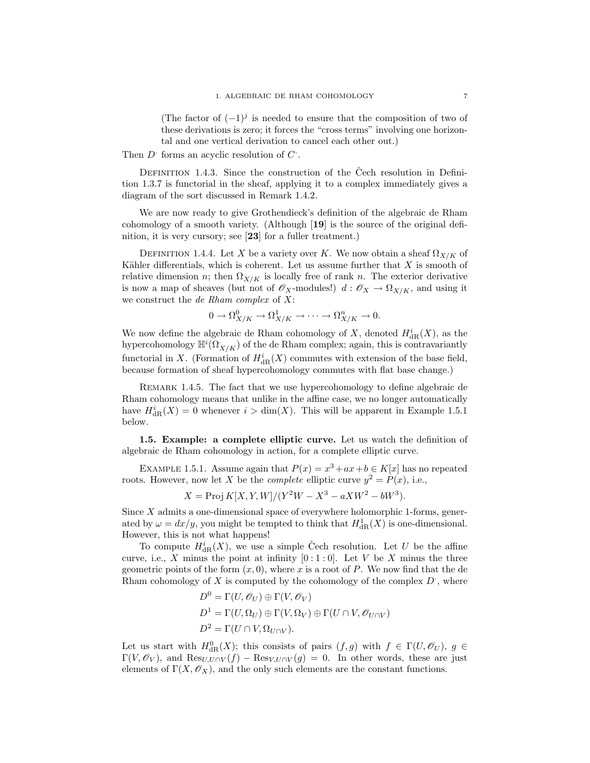(The factor of $(-1)^j$ is needed to ensure that the composition of two of these derivations is zero; it forces the "cross terms" involving one horizontal and one vertical derivation to cancel each other out.)

Then $D^{\cdot}$ forms an acyclic resolution of $C^{\cdot}$.

Definition 1.4.3. Since the construction of the Čech resolution in Definition 1.3.7 is functorial in the sheaf, applying it to a complex immediately gives a diagram of the sort discussed in Remark 1.4.2.

We are now ready to give Grothendieck's definition of the algebraic de Rham cohomology of a smooth variety. (Although [**19**] is the source of the original definition, it is very cursory; see [**23**] for a fuller treatment.)

Definition 1.4.4. Let $X$ be a variety over $K$. We now obtain a sheaf $\Omega_{X/K}$ of Kähler differentials, which is coherent. Let us assume further that $X$ is smooth of relative dimension $n$; then $\Omega_{X/K}$ is locally free of rank $n$. The exterior derivative is now a map of sheaves (but not of $\mathscr{O}_X$-modules!) $d : \mathscr{O}_X \to \Omega_{X/K}$, and using it we construct the *de Rham complex* of $X$:

$$0 \to \Omega^0_{X/K} \to \Omega^1_{X/K} \to \cdots \to \Omega^n_{X/K} \to 0.$$

We now define the algebraic de Rham cohomology of $X$, denoted $H^i_{\mathrm{dR}}(X)$, as the hypercohomology $\mathbb{H}^i(\Omega^{\cdot}_{X/K})$ of the de Rham complex; again, this is contravariantly functorial in $X$. (Formation of $H^i_{\mathrm{dR}}(X)$ commutes with extension of the base field, because formation of sheaf hypercohomology commutes with flat base change.)

Remark 1.4.5. The fact that we use hypercohomology to define algebraic de Rham cohomology means that unlike in the affine case, we no longer automatically have $H^i_{\mathrm{dR}}(X) = 0$ whenever $i > \dim(X)$. This will be apparent in Example 1.5.1 below.

**1.5. Example: a complete elliptic curve.** Let us watch the definition of algebraic de Rham cohomology in action, for a complete elliptic curve.

Example 1.5.1. Assume again that $P(x) = x^3 + ax + b \in K[x]$ has no repeated roots. However, now let $X$ be the *complete* elliptic curve $y^2 = P(x)$, i.e.,

$$X = \operatorname{Proj} K[X, Y, W]/(Y^2 W - X^3 - aXW^2 - bW^3).$$

Since $X$ admits a one-dimensional space of everywhere holomorphic 1-forms, generated by $\omega = dx/y$, you might be tempted to think that $H^1_{\mathrm{dR}}(X)$ is one-dimensional. However, this is not what happens!

To compute $H^i_{\mathrm{dR}}(X)$, we use a simple Čech resolution. Let $U$ be the affine curve, i.e., $X$ minus the point at infinity $[0:1:0]$. Let $V$ be $X$ minus the three geometric points of the form $(x, 0)$, where $x$ is a root of $P$. We now find that the de Rham cohomology of $X$ is computed by the cohomology of the complex $D^{\cdot}$, where

$$\begin{aligned}
D^0 &= \Gamma(U, \mathscr{O}_U) \oplus \Gamma(V, \mathscr{O}_V) \\
D^1 &= \Gamma(U, \Omega_U) \oplus \Gamma(V, \Omega_V) \oplus \Gamma(U \cap V, \mathscr{O}_{U \cap V}) \\
D^2 &= \Gamma(U \cap V, \Omega_{U \cap V}).
\end{aligned}$$

Let us start with $H^0_{\mathrm{dR}}(X)$; this consists of pairs $(f, g)$ with $f \in \Gamma(U, \mathscr{O}_U)$, $g \in \Gamma(V, \mathscr{O}_V)$, and $\operatorname{Res}_{U, U \cap V}(f) - \operatorname{Res}_{V, U \cap V}(g) = 0$. In other words, these are just elements of $\Gamma(X, \mathscr{O}_X)$, and the only such elements are the constant functions.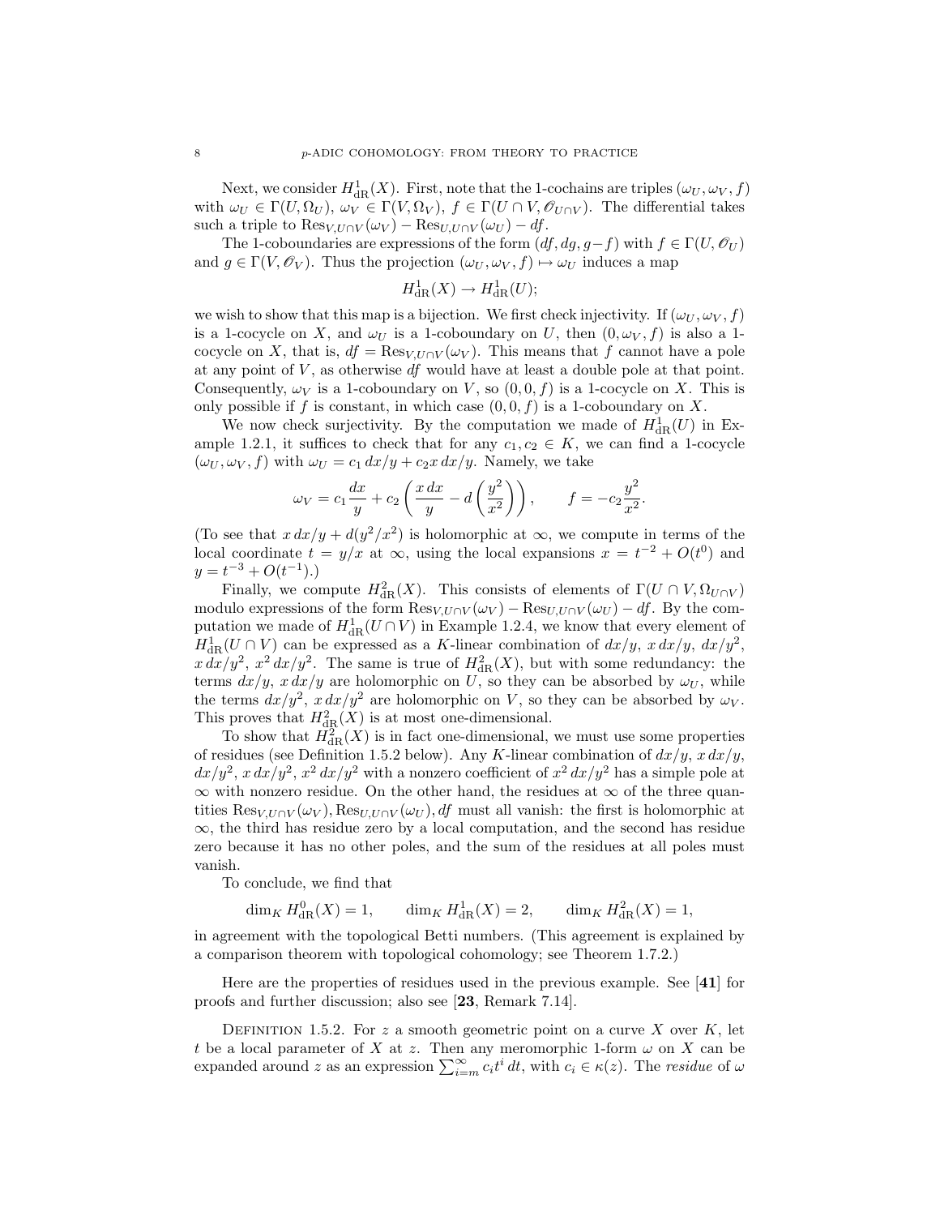Next, we consider $H^1_{\mathrm{dR}}(X)$. First, note that the 1-cochains are triples $(\omega_U, \omega_V, f)$ with $\omega_U \in \Gamma(U, \Omega_U)$, $\omega_V \in \Gamma(V, \Omega_V)$, $f \in \Gamma(U \cap V, \mathscr{O}_{U \cap V})$. The differential takes such a triple to $\mathrm{Res}_{V, U\cap V}(\omega_V) - \mathrm{Res}_{U, U \cap V}(\omega_U) - df$.

The 1-coboundaries are expressions of the form $(df, dg, g - f)$ with $f \in \Gamma(U, \mathscr{O}_U)$ and $g \in \Gamma(V, \mathscr{O}_V)$. Thus the projection $(\omega_U, \omega_V, f) \mapsto \omega_U$ induces a map

$$H^1_{\mathrm{dR}}(X) \to H^1_{\mathrm{dR}}(U);$$

we wish to show that this map is a bijection. We first check injectivity. If $(\omega_U, \omega_V, f)$ is a 1-cocycle on $X$, and $\omega_U$ is a 1-coboundary on $U$, then $(0, \omega_V, f)$ is also a 1-cocycle on $X$, that is, $df = \mathrm{Res}_{V, U \cap V}(\omega_V)$. This means that $f$ cannot have a pole at any point of $V$, as otherwise $df$ would have at least a double pole at that point. Consequently, $\omega_V$ is a 1-coboundary on $V$, so $(0, 0, f)$ is a 1-cocycle on $X$. This is only possible if $f$ is constant, in which case $(0, 0, f)$ is a 1-coboundary on $X$.

We now check surjectivity. By the computation we made of $H^1_{\mathrm{dR}}(U)$ in Example 1.2.1, it suffices to check that for any $c_1, c_2 \in K$, we can find a 1-cocycle $(\omega_U, \omega_V, f)$ with $\omega_U = c_1\, dx/y + c_2 x\, dx/y$. Namely, we take

$$\omega_V = c_1 \frac{dx}{y} + c_2 \left( \frac{x\,dx}{y} - d\left(\frac{y^2}{x^2}\right)\right), \qquad f = -c_2 \frac{y^2}{x^2}.$$

(To see that $x\,dx/y + d(y^2/x^2)$ is holomorphic at $\infty$, we compute in terms of the local coordinate $t = y/x$ at $\infty$, using the local expansions $x = t^{-2} + O(t^0)$ and $y = t^{-3} + O(t^{-1})$.)

Finally, we compute $H^2_{\mathrm{dR}}(X)$. This consists of elements of $\Gamma(U \cap V, \Omega_{U \cap V})$ modulo expressions of the form $\mathrm{Res}_{V, U \cap V}(\omega_V) - \mathrm{Res}_{U, U\cap V}(\omega_U) - df$. By the computation we made of $H^1_{\mathrm{dR}}(U \cap V)$ in Example 1.2.4, we know that every element of $H^1_{\mathrm{dR}}(U \cap V)$ can be expressed as a $K$-linear combination of $dx/y$, $x\,dx/y$, $dx/y^2$, $x\,dx/y^2$, $x^2\,dx/y^2$. The same is true of $H^2_{\mathrm{dR}}(X)$, but with some redundancy: the terms $dx/y$, $x\,dx/y$ are holomorphic on $U$, so they can be absorbed by $\omega_U$, while the terms $dx/y^2$, $x\,dx/y^2$ are holomorphic on $V$, so they can be absorbed by $\omega_V$. This proves that $H^2_{\mathrm{dR}}(X)$ is at most one-dimensional.

To show that $H^2_{\mathrm{dR}}(X)$ is in fact one-dimensional, we must use some properties of residues (see Definition 1.5.2 below). Any $K$-linear combination of $dx/y$, $x\,dx/y$, $dx/y^2$, $x\,dx/y^2$, $x^2\,dx/y^2$ with a nonzero coefficient of $x^2\,dx/y^2$ has a simple pole at $\infty$ with nonzero residue. On the other hand, the residues at $\infty$ of the three quantities $\mathrm{Res}_{V, U\cap V}(\omega_V), \mathrm{Res}_{U, U \cap V}(\omega_U), df$ must all vanish: the first is holomorphic at $\infty$, the third has residue zero by a local computation, and the second has residue zero because it has no other poles, and the sum of the residues at all poles must vanish.

To conclude, we find that

$$\dim_K H^0_{\mathrm{dR}}(X) = 1, \qquad \dim_K H^1_{\mathrm{dR}}(X) = 2, \qquad \dim_K H^2_{\mathrm{dR}}(X) = 1,$$

in agreement with the topological Betti numbers. (This agreement is explained by a comparison theorem with topological cohomology; see Theorem 1.7.2.)

Here are the properties of residues used in the previous example. See [**41**] for proofs and further discussion; also see [**23**, Remark 7.14].

Definition 1.5.2. For $z$ a smooth geometric point on a curve $X$ over $K$, let $t$ be a local parameter of $X$ at $z$. Then any meromorphic 1-form $\omega$ on $X$ can be expanded around $z$ as an expression $\sum_{i=m}^{\infty} c_i t^i\, dt$, with $c_i \in \kappa(z)$. The *residue* of $\omega$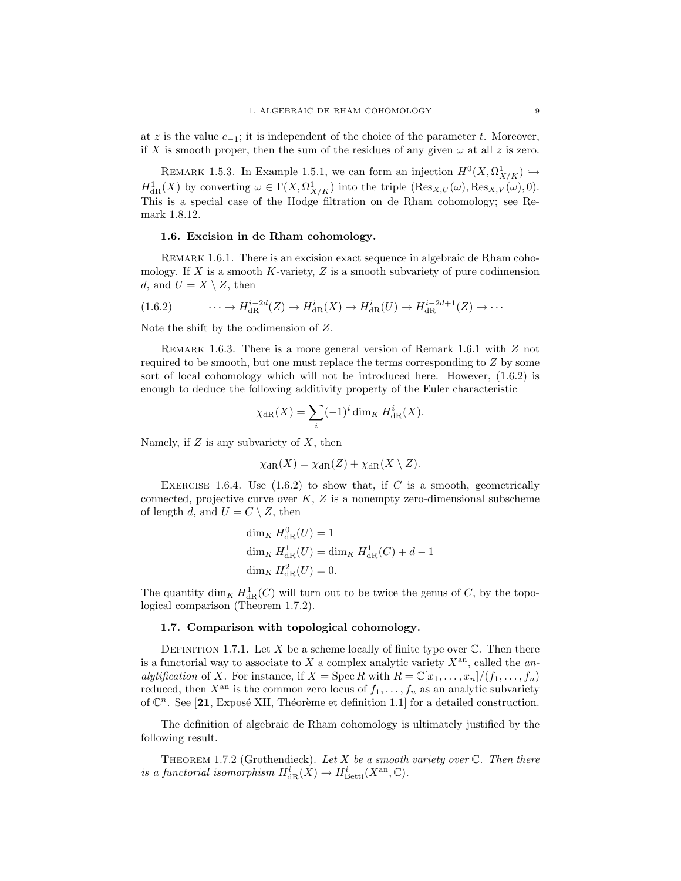at $z$ is the value $c_{-1}$; it is independent of the choice of the parameter $t$. Moreover, if $X$ is smooth proper, then the sum of the residues of any given $\omega$ at all $z$ is zero.

REMARK 1.5.3. In Example 1.5.1, we can form an injection $H^0(X, \Omega^1_{X/K}) \hookrightarrow H^1_{\mathrm{dR}}(X)$ by converting $\omega \in \Gamma(X, \Omega^1_{X/K})$ into the triple $(\mathrm{Res}_{X,U}(\omega), \mathrm{Res}_{X,V}(\omega), 0)$. This is a special case of the Hodge filtration on de Rham cohomology; see Remark 1.8.12.

### 1.6. Excision in de Rham cohomology.

REMARK 1.6.1. There is an excision exact sequence in algebraic de Rham cohomology. If $X$ is a smooth $K$-variety, $Z$ is a smooth subvariety of pure codimension $d$, and $U = X \setminus Z$, then

$$\cdots \to H^{i-2d}_{\mathrm{dR}}(Z) \to H^i_{\mathrm{dR}}(X) \to H^i_{\mathrm{dR}}(U) \to H^{i-2d+1}_{\mathrm{dR}}(Z) \to \cdots \tag{1.6.2}$$

Note the shift by the codimension of $Z$.

REMARK 1.6.3. There is a more general version of Remark 1.6.1 with $Z$ not required to be smooth, but one must replace the terms corresponding to $Z$ by some sort of local cohomology which will not be introduced here. However, (1.6.2) is enough to deduce the following additivity property of the Euler characteristic

$$\chi_{\mathrm{dR}}(X) = \sum_i (-1)^i \dim_K H^i_{\mathrm{dR}}(X).$$

Namely, if $Z$ is any subvariety of $X$, then

$$\chi_{\mathrm{dR}}(X) = \chi_{\mathrm{dR}}(Z) + \chi_{\mathrm{dR}}(X \setminus Z).$$

EXERCISE 1.6.4. Use (1.6.2) to show that, if $C$ is a smooth, geometrically connected, projective curve over $K$, $Z$ is a nonempty zero-dimensional subscheme of length $d$, and $U = C \setminus Z$, then

$$\begin{aligned}
\dim_K H^0_{\mathrm{dR}}(U) &= 1 \\
\dim_K H^1_{\mathrm{dR}}(U) &= \dim_K H^1_{\mathrm{dR}}(C) + d - 1 \\
\dim_K H^2_{\mathrm{dR}}(U) &= 0.
\end{aligned}$$

The quantity $\dim_K H^1_{\mathrm{dR}}(C)$ will turn out to be twice the genus of $C$, by the topological comparison (Theorem 1.7.2).

### 1.7. Comparison with topological cohomology.

DEFINITION 1.7.1. Let $X$ be a scheme locally of finite type over $\mathbb{C}$. Then there is a functorial way to associate to $X$ a complex analytic variety $X^{\mathrm{an}}$, called the *analytification* of $X$. For instance, if $X = \mathrm{Spec}\, R$ with $R = \mathbb{C}[x_1, \dots, x_n]/(f_1, \dots, f_n)$ reduced, then $X^{\mathrm{an}}$ is the common zero locus of $f_1, \dots, f_n$ as an analytic subvariety of $\mathbb{C}^n$. See [**21**, Exposé XII, Théorème et definition 1.1] for a detailed construction.

The definition of algebraic de Rham cohomology is ultimately justified by the following result.

THEOREM 1.7.2 (Grothendieck). *Let $X$ be a smooth variety over $\mathbb{C}$. Then there is a functorial isomorphism $H^i_{\mathrm{dR}}(X) \to H^i_{\mathrm{Betti}}(X^{\mathrm{an}}, \mathbb{C})$.*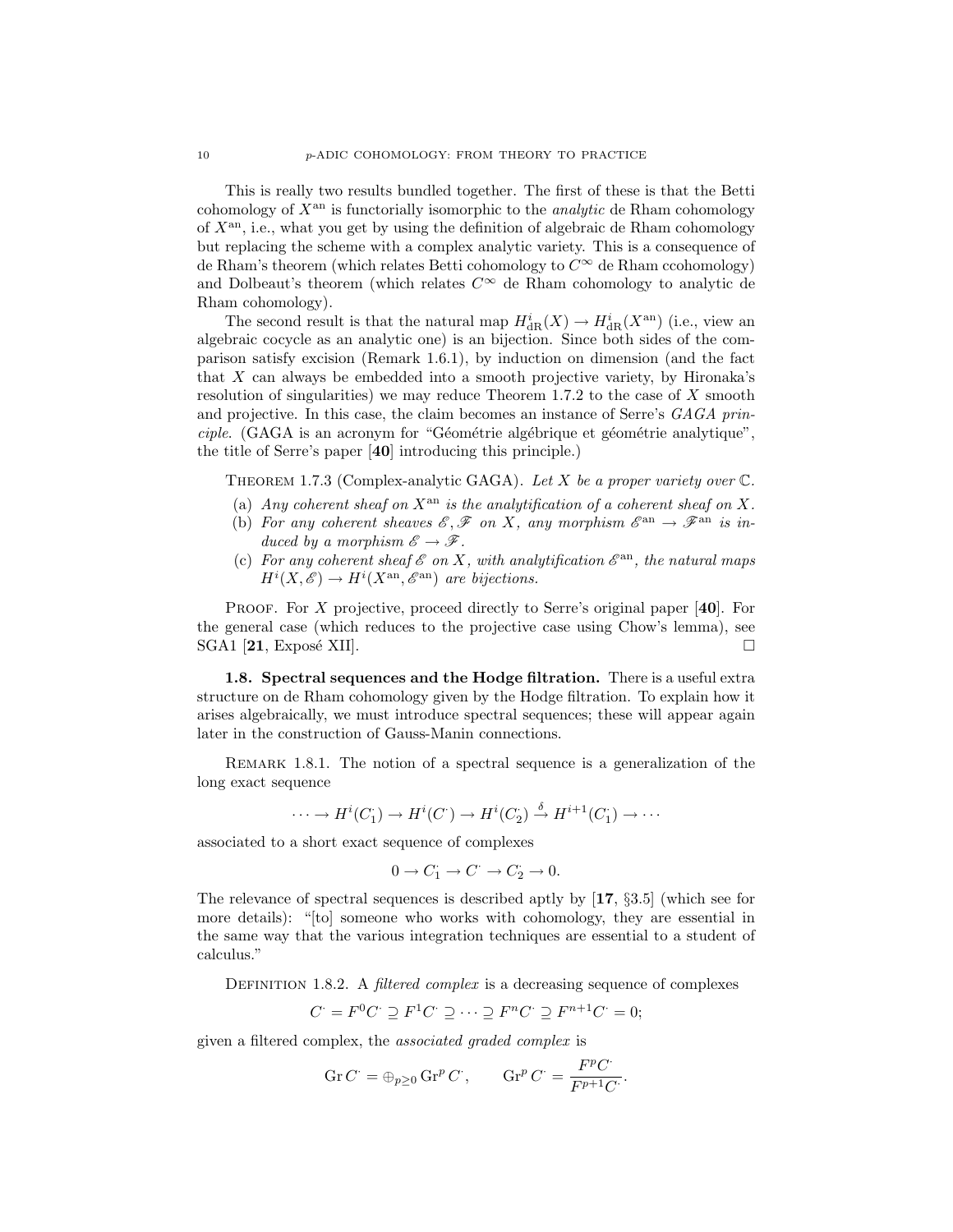This is really two results bundled together. The first of these is that the Betti cohomology of $X^{\mathrm{an}}$ is functorially isomorphic to the *analytic* de Rham cohomology of $X^{\mathrm{an}}$, i.e., what you get by using the definition of algebraic de Rham cohomology but replacing the scheme with a complex analytic variety. This is a consequence of de Rham's theorem (which relates Betti cohomology to $C^\infty$ de Rham ccohomology) and Dolbeaut's theorem (which relates $C^\infty$ de Rham cohomology to analytic de Rham cohomology).

The second result is that the natural map $H^i_{\mathrm{dR}}(X) \to H^i_{\mathrm{dR}}(X^{\mathrm{an}})$ (i.e., view an algebraic cocycle as an analytic one) is an bijection. Since both sides of the comparison satisfy excision (Remark 1.6.1), by induction on dimension (and the fact that $X$ can always be embedded into a smooth projective variety, by Hironaka's resolution of singularities) we may reduce Theorem 1.7.2 to the case of $X$ smooth and projective. In this case, the claim becomes an instance of Serre's *GAGA principle*. (GAGA is an acronym for "Géométrie algébrique et géométrie analytique", the title of Serre's paper [**40**] introducing this principle.)

Theorem 1.7.3 (Complex-analytic GAGA). *Let $X$ be a proper variety over $\mathbb{C}$.*

- (a) *Any coherent sheaf on $X^{\mathrm{an}}$ is the analytification of a coherent sheaf on $X$.*
- (b) *For any coherent sheaves $\mathscr{E}, \mathscr{F}$ on $X$, any morphism $\mathscr{E}^{\mathrm{an}} \to \mathscr{F}^{\mathrm{an}}$ is induced by a morphism $\mathscr{E} \to \mathscr{F}$.*
- (c) *For any coherent sheaf $\mathscr{E}$ on $X$, with analytification $\mathscr{E}^{\mathrm{an}}$, the natural maps $H^i(X, \mathscr{E}) \to H^i(X^{\mathrm{an}}, \mathscr{E}^{\mathrm{an}})$ are bijections.*

Proof. For $X$ projective, proceed directly to Serre's original paper [**40**]. For the general case (which reduces to the projective case using Chow's lemma), see SGA1 [**21**, Exposé XII]. $\square$

**1.8. Spectral sequences and the Hodge filtration.** There is a useful extra structure on de Rham cohomology given by the Hodge filtration. To explain how it arises algebraically, we must introduce spectral sequences; these will appear again later in the construction of Gauss-Manin connections.

Remark 1.8.1. The notion of a spectral sequence is a generalization of the long exact sequence

$$\cdots \to H^i(C^\cdot_1) \to H^i(C^\cdot) \to H^i(C^\cdot_2) \xrightarrow{\delta} H^{i+1}(C^\cdot_1) \to \cdots$$

associated to a short exact sequence of complexes

$$0 \to C^\cdot_1 \to C^\cdot \to C^\cdot_2 \to 0.$$

The relevance of spectral sequences is described aptly by [**17**, §3.5] (which see for more details): "[to] someone who works with cohomology, they are essential in the same way that the various integration techniques are essential to a student of calculus."

Definition 1.8.2. A *filtered complex* is a decreasing sequence of complexes

$$C^\cdot = F^0 C^\cdot \supseteq F^1 C^\cdot \supseteq \cdots \supseteq F^n C^\cdot \supseteq F^{n+1} C^\cdot = 0;$$

given a filtered complex, the *associated graded complex* is

$$\operatorname{Gr} C^\cdot = \oplus_{p \geq 0} \operatorname{Gr}^p C^\cdot, \qquad \operatorname{Gr}^p C^\cdot = \frac{F^p C^\cdot}{F^{p+1} C^\cdot}.$$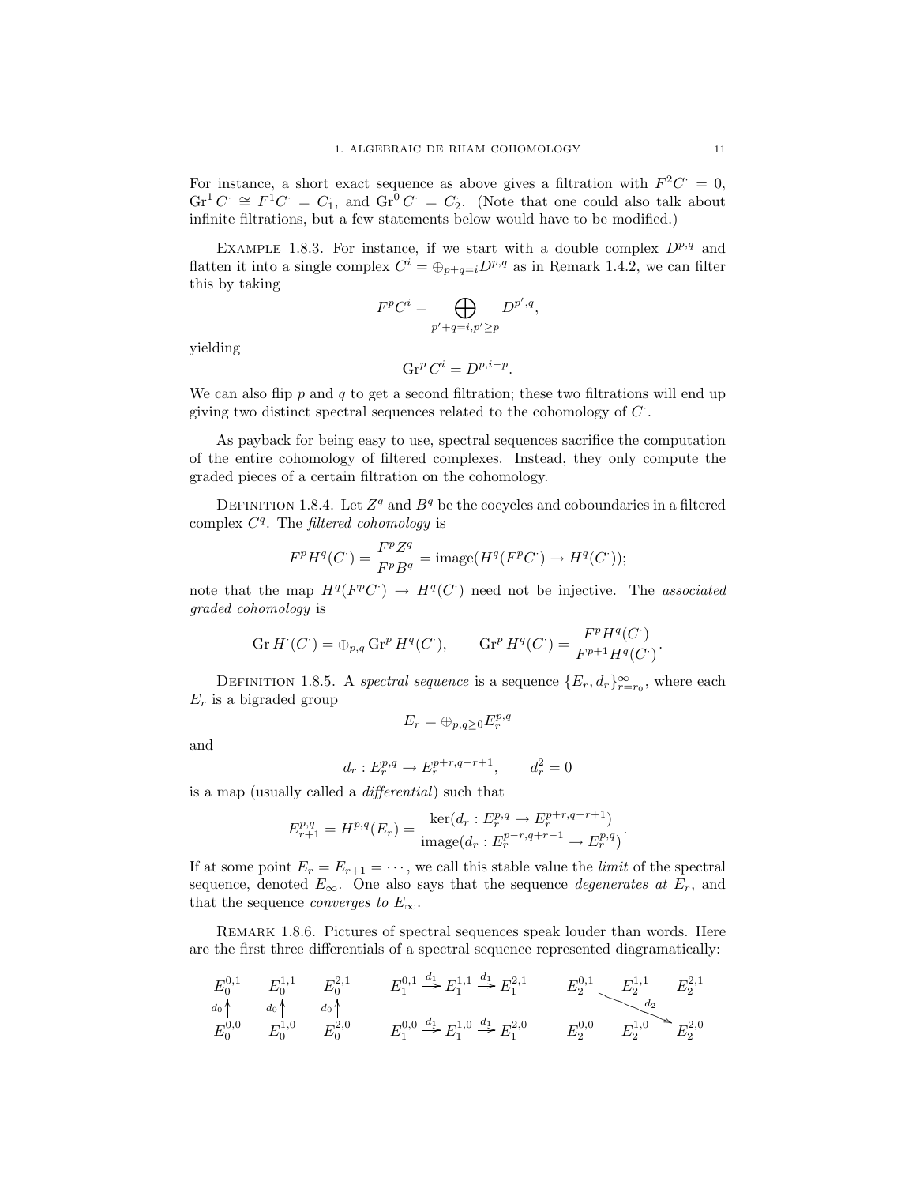For instance, a short exact sequence as above gives a filtration with $F^2C^\cdot = 0$, $\mathrm{Gr}^1 C^\cdot \cong F^1C^\cdot = C_1^\cdot$, and $\mathrm{Gr}^0 C^\cdot = C_2^\cdot$. (Note that one could also talk about infinite filtrations, but a few statements below would have to be modified.)

Example 1.8.3. For instance, if we start with a double complex $D^{p,q}$ and flatten it into a single complex $C^i = \oplus_{p+q=i} D^{p,q}$ as in Remark 1.4.2, we can filter this by taking

$$F^pC^i = \bigoplus_{p'+q=i, p' \geq p} D^{p',q},$$

yielding

$$\mathrm{Gr}^p\, C^i = D^{p,i-p}.$$

We can also flip $p$ and $q$ to get a second filtration; these two filtrations will end up giving two distinct spectral sequences related to the cohomology of $C^\cdot$.

As payback for being easy to use, spectral sequences sacrifice the computation of the entire cohomology of filtered complexes. Instead, they only compute the graded pieces of a certain filtration on the cohomology.

Definition 1.8.4. Let $Z^q$ and $B^q$ be the cocycles and coboundaries in a filtered complex $C^q$. The *filtered cohomology* is

$$F^pH^q(C^\cdot) = \frac{F^pZ^q}{F^pB^q} = \mathrm{image}(H^q(F^pC^\cdot) \to H^q(C^\cdot));$$

note that the map $H^q(F^pC^\cdot) \to H^q(C^\cdot)$ need not be injective. The *associated graded cohomology* is

$$\mathrm{Gr}\, H^\cdot(C^\cdot) = \oplus_{p,q} \mathrm{Gr}^p\, H^q(C^\cdot), \qquad \mathrm{Gr}^p\, H^q(C^\cdot) = \frac{F^pH^q(C^\cdot)}{F^{p+1}H^q(C^\cdot)}.$$

Definition 1.8.5. A *spectral sequence* is a sequence $\{E_r, d_r\}_{r=r_0}^\infty$, where each $E_r$ is a bigraded group

$$E_r = \oplus_{p,q \geq 0} E_r^{p,q}$$

and

$$d_r : E_r^{p,q} \to E_r^{p+r,q-r+1}, \qquad d_r^2 = 0$$

is a map (usually called a *differential*) such that

$$E_{r+1}^{p,q} = H^{p,q}(E_r) = \frac{\ker(d_r : E_r^{p,q} \to E_r^{p+r,q-r+1})}{\mathrm{image}(d_r : E_r^{p-r,q+r-1} \to E_r^{p,q})}.$$

If at some point $E_r = E_{r+1} = \cdots$, we call this stable value the *limit* of the spectral sequence, denoted $E_\infty$. One also says that the sequence *degenerates at* $E_r$, and that the sequence *converges to* $E_\infty$.

Remark 1.8.6. Pictures of spectral sequences speak louder than words. Here are the first three differentials of a spectral sequence represented diagramatically:

$$\begin{array}{ccc} E_0^{0,1} & E_0^{1,1} & E_0^{2,1} \\ {\scriptstyle d_0}\uparrow & {\scriptstyle d_0}\uparrow & {\scriptstyle d_0}\uparrow \\ E_0^{0,0} & E_0^{1,0} & E_0^{2,0} \end{array} \qquad \begin{array}{c} E_1^{0,1} \xrightarrow{d_1} E_1^{1,1} \xrightarrow{d_1} E_1^{2,1} \\ \\ E_1^{0,0} \xrightarrow{d_1} E_1^{1,0} \xrightarrow{d_1} E_1^{2,0} \end{array} \qquad \begin{array}{ccc} E_2^{0,1} & E_2^{1,1} & E_2^{2,1} \\ & \searrow^{d_2} & \\ E_2^{0,0} & E_2^{1,0} & E_2^{2,0} \end{array}$$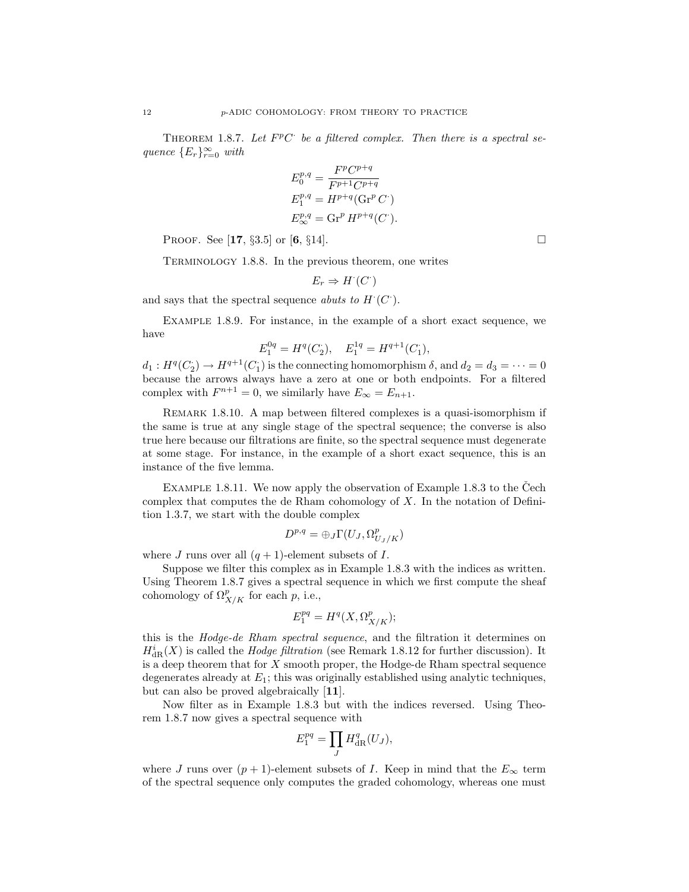THEOREM 1.8.7. *Let $F^pC^\cdot$ be a filtered complex. Then there is a spectral sequence $\{E_r\}_{r=0}^\infty$ with*

$$E_0^{p,q} = \frac{F^pC^{p+q}}{F^{p+1}C^{p+q}}$$
$$E_1^{p,q} = H^{p+q}(\mathrm{Gr}^p C^\cdot)$$
$$E_\infty^{p,q} = \mathrm{Gr}^p H^{p+q}(C^\cdot).$$

PROOF. See [**17**, §3.5] or [**6**, §14]. □

TERMINOLOGY 1.8.8. In the previous theorem, one writes

$$E_r \Rightarrow H^\cdot(C^\cdot)$$

and says that the spectral sequence *abuts to* $H^\cdot(C^\cdot)$.

EXAMPLE 1.8.9. For instance, in the example of a short exact sequence, we have

$$E_1^{0q} = H^q(C_2^\cdot), \quad E_1^{1q} = H^{q+1}(C_1^\cdot),$$

$d_1 : H^q(C_2^\cdot) \to H^{q+1}(C_1^\cdot)$ is the connecting homomorphism $\delta$, and $d_2 = d_3 = \cdots = 0$ because the arrows always have a zero at one or both endpoints. For a filtered complex with $F^{n+1} = 0$, we similarly have $E_\infty = E_{n+1}$.

REMARK 1.8.10. A map between filtered complexes is a quasi-isomorphism if the same is true at any single stage of the spectral sequence; the converse is also true here because our filtrations are finite, so the spectral sequence must degenerate at some stage. For instance, in the example of a short exact sequence, this is an instance of the five lemma.

EXAMPLE 1.8.11. We now apply the observation of Example 1.8.3 to the Čech complex that computes the de Rham cohomology of $X$. In the notation of Definition 1.3.7, we start with the double complex

$$D^{p,q} = \oplus_J \Gamma(U_J, \Omega^p_{U_J/K})$$

where $J$ runs over all $(q+1)$-element subsets of $I$.

Suppose we filter this complex as in Example 1.8.3 with the indices as written. Using Theorem 1.8.7 gives a spectral sequence in which we first compute the sheaf cohomology of $\Omega^p_{X/K}$ for each $p$, i.e.,

$$E_1^{pq} = H^q(X, \Omega^p_{X/K});$$

this is the *Hodge-de Rham spectral sequence*, and the filtration it determines on $H^i_{\mathrm{dR}}(X)$ is called the *Hodge filtration* (see Remark 1.8.12 for further discussion). It is a deep theorem that for $X$ smooth proper, the Hodge-de Rham spectral sequence degenerates already at $E_1$; this was originally established using analytic techniques, but can also be proved algebraically [**11**].

Now filter as in Example 1.8.3 but with the indices reversed. Using Theorem 1.8.7 now gives a spectral sequence with

$$E_1^{pq} = \prod_J H^q_{\mathrm{dR}}(U_J),$$

where $J$ runs over $(p+1)$-element subsets of $I$. Keep in mind that the $E_\infty$ term of the spectral sequence only computes the graded cohomology, whereas one must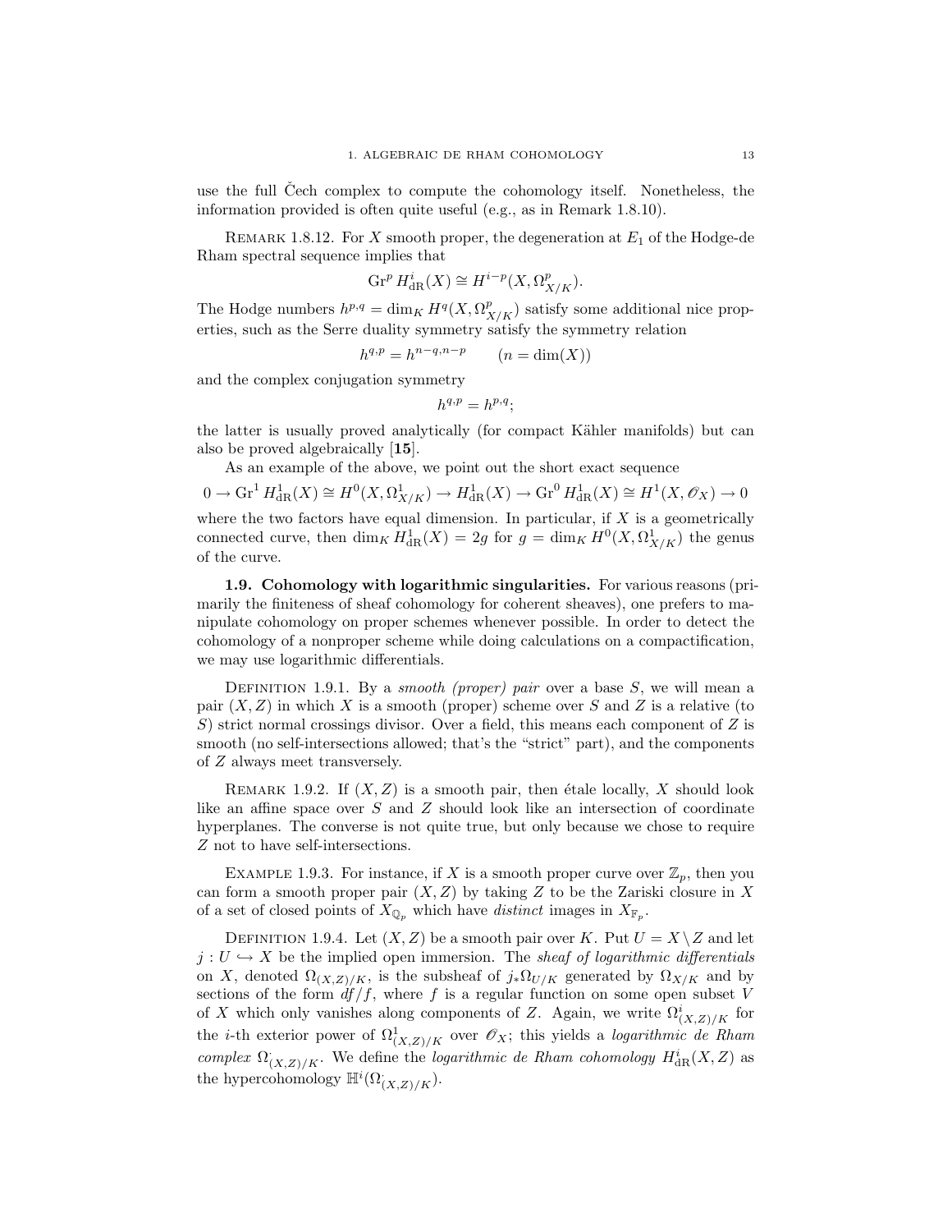use the full Čech complex to compute the cohomology itself. Nonetheless, the information provided is often quite useful (e.g., as in Remark 1.8.10).

REMARK 1.8.12. For $X$ smooth proper, the degeneration at $E_1$ of the Hodge-de Rham spectral sequence implies that

$$\mathrm{Gr}^p H^i_{\mathrm{dR}}(X) \cong H^{i-p}(X, \Omega^p_{X/K}).$$

The Hodge numbers $h^{p,q} = \dim_K H^q(X, \Omega^p_{X/K})$ satisfy some additional nice properties, such as the Serre duality symmetry satisfy the symmetry relation

$$h^{q,p} = h^{n-q,n-p} \qquad (n = \dim(X))$$

and the complex conjugation symmetry

$$h^{q,p} = h^{p,q};$$

the latter is usually proved analytically (for compact Kähler manifolds) but can also be proved algebraically [**15**].

As an example of the above, we point out the short exact sequence

$$0 \to \mathrm{Gr}^1 H^1_{\mathrm{dR}}(X) \cong H^0(X, \Omega^1_{X/K}) \to H^1_{\mathrm{dR}}(X) \to \mathrm{Gr}^0 H^1_{\mathrm{dR}}(X) \cong H^1(X, \mathscr{O}_X) \to 0$$

where the two factors have equal dimension. In particular, if $X$ is a geometrically connected curve, then $\dim_K H^1_{\mathrm{dR}}(X) = 2g$ for $g = \dim_K H^0(X, \Omega^1_{X/K})$ the genus of the curve.

**1.9. Cohomology with logarithmic singularities.** For various reasons (primarily the finiteness of sheaf cohomology for coherent sheaves), one prefers to manipulate cohomology on proper schemes whenever possible. In order to detect the cohomology of a nonproper scheme while doing calculations on a compactification, we may use logarithmic differentials.

DEFINITION 1.9.1. By a *smooth (proper) pair* over a base $S$, we will mean a pair $(X, Z)$ in which $X$ is a smooth (proper) scheme over $S$ and $Z$ is a relative (to $S$) strict normal crossings divisor. Over a field, this means each component of $Z$ is smooth (no self-intersections allowed; that's the "strict" part), and the components of $Z$ always meet transversely.

REMARK 1.9.2. If $(X, Z)$ is a smooth pair, then étale locally, $X$ should look like an affine space over $S$ and $Z$ should look like an intersection of coordinate hyperplanes. The converse is not quite true, but only because we chose to require $Z$ not to have self-intersections.

EXAMPLE 1.9.3. For instance, if $X$ is a smooth proper curve over $\mathbb{Z}_p$, then you can form a smooth proper pair $(X, Z)$ by taking $Z$ to be the Zariski closure in $X$ of a set of closed points of $X_{\mathbb{Q}_p}$ which have *distinct* images in $X_{\mathbb{F}_p}$.

DEFINITION 1.9.4. Let $(X, Z)$ be a smooth pair over $K$. Put $U = X \setminus Z$ and let $j : U \hookrightarrow X$ be the implied open immersion. The *sheaf of logarithmic differentials* on $X$, denoted $\Omega_{(X,Z)/K}$, is the subsheaf of $j_*\Omega_{U/K}$ generated by $\Omega_{X/K}$ and by sections of the form $df/f$, where $f$ is a regular function on some open subset $V$ of $X$ which only vanishes along components of $Z$. Again, we write $\Omega^i_{(X,Z)/K}$ for the $i$-th exterior power of $\Omega^1_{(X,Z)/K}$ over $\mathscr{O}_X$; this yields a *logarithmic de Rham complex* $\Omega^{\cdot}_{(X,Z)/K}$. We define the *logarithmic de Rham cohomology* $H^i_{\mathrm{dR}}(X, Z)$ as the hypercohomology $\mathbb{H}^i(\Omega^{\cdot}_{(X,Z)/K})$.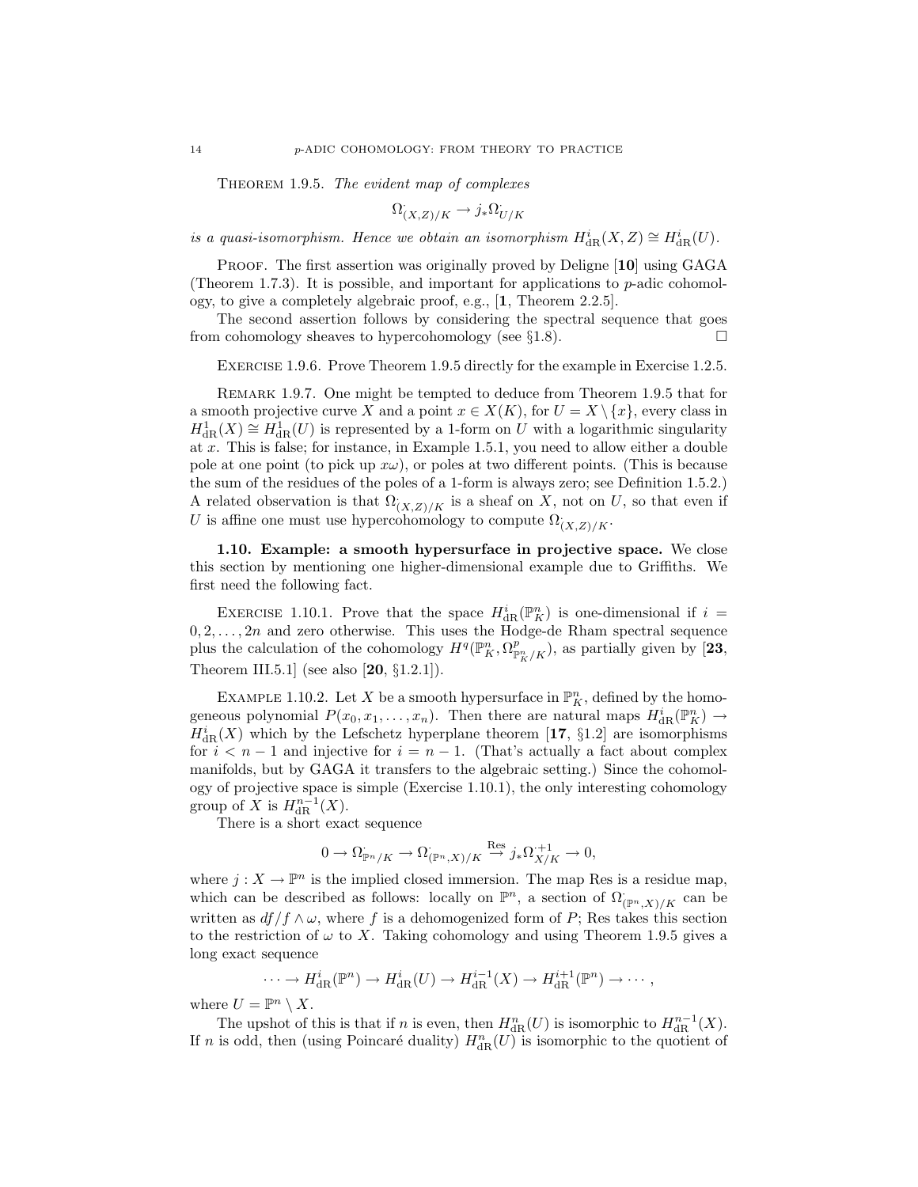THEOREM 1.9.5. *The evident map of complexes*

$$\Omega^{\cdot}_{(X,Z)/K} \to j_* \Omega^{\cdot}_{U/K}$$

*is a quasi-isomorphism. Hence we obtain an isomorphism* $H^i_{\mathrm{dR}}(X, Z) \cong H^i_{\mathrm{dR}}(U)$.

PROOF. The first assertion was originally proved by Deligne [**10**] using GAGA (Theorem 1.7.3). It is possible, and important for applications to $p$-adic cohomology, to give a completely algebraic proof, e.g., [**1**, Theorem 2.2.5].

The second assertion follows by considering the spectral sequence that goes from cohomology sheaves to hypercohomology (see §1.8). □

EXERCISE 1.9.6. Prove Theorem 1.9.5 directly for the example in Exercise 1.2.5.

REMARK 1.9.7. One might be tempted to deduce from Theorem 1.9.5 that for a smooth projective curve $X$ and a point $x \in X(K)$, for $U = X \setminus \{x\}$, every class in $H^1_{\mathrm{dR}}(X) \cong H^1_{\mathrm{dR}}(U)$ is represented by a 1-form on $U$ with a logarithmic singularity at $x$. This is false; for instance, in Example 1.5.1, you need to allow either a double pole at one point (to pick up $x\omega$), or poles at two different points. (This is because the sum of the residues of the poles of a 1-form is always zero; see Definition 1.5.2.) A related observation is that $\Omega^{\cdot}_{(X,Z)/K}$ is a sheaf on $X$, not on $U$, so that even if $U$ is affine one must use hypercohomology to compute $\Omega^{\cdot}_{(X,Z)/K}$.

**1.10. Example: a smooth hypersurface in projective space.** We close this section by mentioning one higher-dimensional example due to Griffiths. We first need the following fact.

EXERCISE 1.10.1. Prove that the space $H^i_{\mathrm{dR}}(\mathbb{P}^n_K)$ is one-dimensional if $i = 0, 2, \dots, 2n$ and zero otherwise. This uses the Hodge-de Rham spectral sequence plus the calculation of the cohomology $H^q(\mathbb{P}^n_K, \Omega^p_{\mathbb{P}^n_K/K})$, as partially given by [**23**, Theorem III.5.1] (see also [**20**, §1.2.1]).

EXAMPLE 1.10.2. Let $X$ be a smooth hypersurface in $\mathbb{P}^n_K$, defined by the homogeneous polynomial $P(x_0, x_1, \dots, x_n)$. Then there are natural maps $H^i_{\mathrm{dR}}(\mathbb{P}^n_K) \to H^i_{\mathrm{dR}}(X)$ which by the Lefschetz hyperplane theorem [**17**, §1.2] are isomorphisms for $i < n-1$ and injective for $i = n-1$. (That's actually a fact about complex manifolds, but by GAGA it transfers to the algebraic setting.) Since the cohomology of projective space is simple (Exercise 1.10.1), the only interesting cohomology group of $X$ is $H^{n-1}_{\mathrm{dR}}(X)$.

There is a short exact sequence

$$0 \to \Omega^{\cdot}_{\mathbb{P}^n/K} \to \Omega^{\cdot}_{(\mathbb{P}^n,X)/K} \xrightarrow{\mathrm{Res}} j_* \Omega^{\cdot+1}_{X/K} \to 0,$$

where $j : X \to \mathbb{P}^n$ is the implied closed immersion. The map Res is a residue map, which can be described as follows: locally on $\mathbb{P}^n$, a section of $\Omega^{\cdot}_{(\mathbb{P}^n,X)/K}$ can be written as $df/f \wedge \omega$, where $f$ is a dehomogenized form of $P$; Res takes this section to the restriction of $\omega$ to $X$. Taking cohomology and using Theorem 1.9.5 gives a long exact sequence

$$\cdots \to H^i_{\mathrm{dR}}(\mathbb{P}^n) \to H^i_{\mathrm{dR}}(U) \to H^{i-1}_{\mathrm{dR}}(X) \to H^{i+1}_{\mathrm{dR}}(\mathbb{P}^n) \to \cdots,$$

where $U = \mathbb{P}^n \setminus X$.

The upshot of this is that if $n$ is even, then $H^n_{\mathrm{dR}}(U)$ is isomorphic to $H^{n-1}_{\mathrm{dR}}(X)$. If $n$ is odd, then (using Poincaré duality) $H^n_{\mathrm{dR}}(U)$ is isomorphic to the quotient of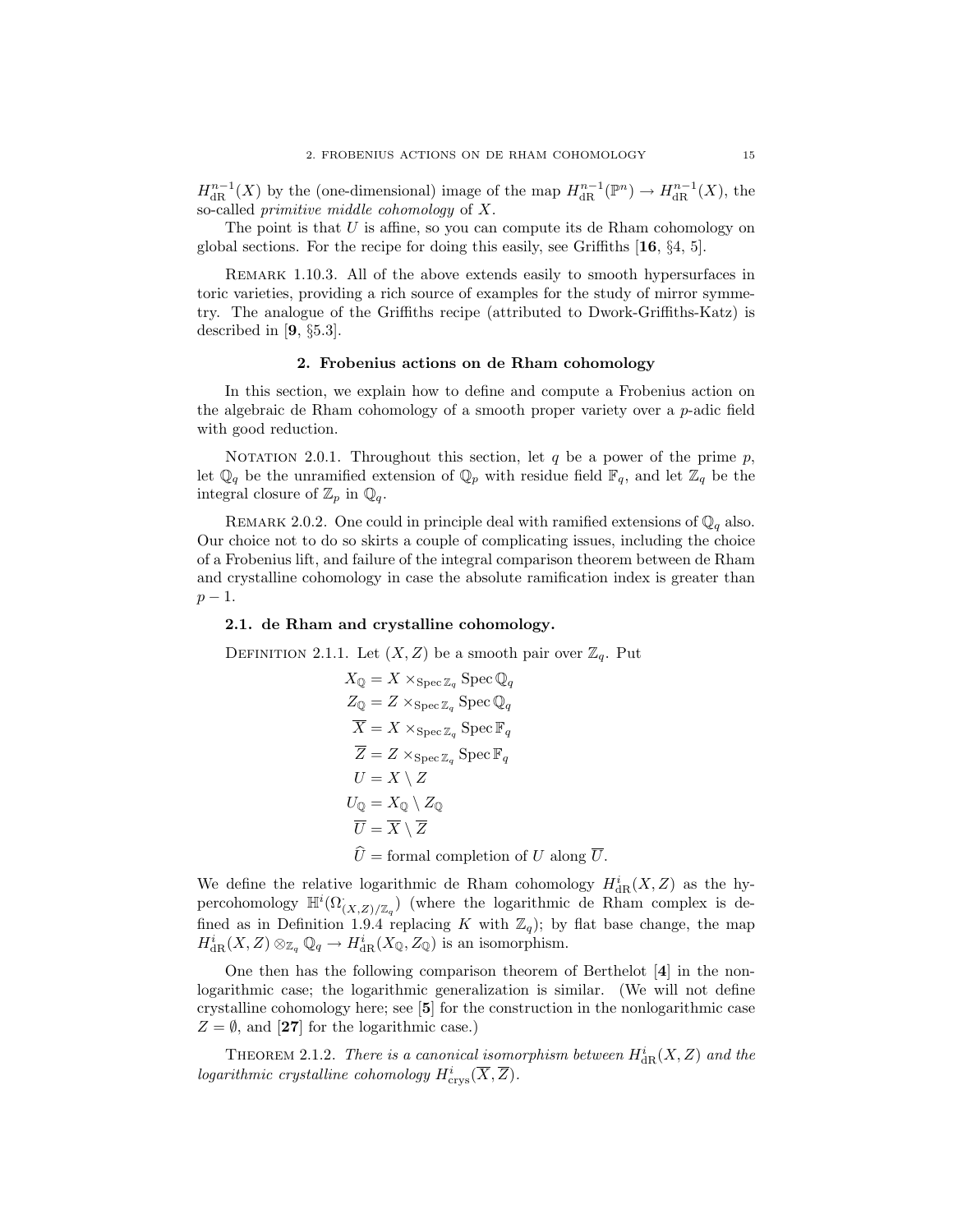$H^{n-1}_{\mathrm{dR}}(X)$ by the (one-dimensional) image of the map $H^{n-1}_{\mathrm{dR}}(\mathbb{P}^n) \to H^{n-1}_{\mathrm{dR}}(X)$, the so-called *primitive middle cohomology* of $X$.

The point is that $U$ is affine, so you can compute its de Rham cohomology on global sections. For the recipe for doing this easily, see Griffiths [**16**, §4, 5].

Remark 1.10.3. All of the above extends easily to smooth hypersurfaces in toric varieties, providing a rich source of examples for the study of mirror symmetry. The analogue of the Griffiths recipe (attributed to Dwork-Griffiths-Katz) is described in [**9**, §5.3].

## 2. Frobenius actions on de Rham cohomology

In this section, we explain how to define and compute a Frobenius action on the algebraic de Rham cohomology of a smooth proper variety over a $p$-adic field with good reduction.

Notation 2.0.1. Throughout this section, let $q$ be a power of the prime $p$, let $\mathbb{Q}_q$ be the unramified extension of $\mathbb{Q}_p$ with residue field $\mathbb{F}_q$, and let $\mathbb{Z}_q$ be the integral closure of $\mathbb{Z}_p$ in $\mathbb{Q}_q$.

Remark 2.0.2. One could in principle deal with ramified extensions of $\mathbb{Q}_q$ also. Our choice not to do so skirts a couple of complicating issues, including the choice of a Frobenius lift, and failure of the integral comparison theorem between de Rham and crystalline cohomology in case the absolute ramification index is greater than $p-1$.

### 2.1. de Rham and crystalline cohomology.

Definition 2.1.1. Let $(X, Z)$ be a smooth pair over $\mathbb{Z}_q$. Put

$$
\begin{aligned}
X_{\mathbb{Q}} &= X \times_{\operatorname{Spec} \mathbb{Z}_q} \operatorname{Spec} \mathbb{Q}_q \\
Z_{\mathbb{Q}} &= Z \times_{\operatorname{Spec} \mathbb{Z}_q} \operatorname{Spec} \mathbb{Q}_q \\
\overline{X} &= X \times_{\operatorname{Spec} \mathbb{Z}_q} \operatorname{Spec} \mathbb{F}_q \\
\overline{Z} &= Z \times_{\operatorname{Spec} \mathbb{Z}_q} \operatorname{Spec} \mathbb{F}_q \\
U &= X \setminus Z \\
U_{\mathbb{Q}} &= X_{\mathbb{Q}} \setminus Z_{\mathbb{Q}} \\
\overline{U} &= \overline{X} \setminus \overline{Z} \\
\widehat{U} &= \text{formal completion of } U \text{ along } \overline{U}.
\end{aligned}
$$

We define the relative logarithmic de Rham cohomology $H^i_{\mathrm{dR}}(X, Z)$ as the hypercohomology $\mathbb{H}^i(\Omega^{\cdot}_{(X,Z)/\mathbb{Z}_q})$ (where the logarithmic de Rham complex is defined as in Definition 1.9.4 replacing $K$ with $\mathbb{Z}_q$); by flat base change, the map $H^i_{\mathrm{dR}}(X, Z) \otimes_{\mathbb{Z}_q} \mathbb{Q}_q \to H^i_{\mathrm{dR}}(X_{\mathbb{Q}}, Z_{\mathbb{Q}})$ is an isomorphism.

One then has the following comparison theorem of Berthelot [**4**] in the nonlogarithmic case; the logarithmic generalization is similar. (We will not define crystalline cohomology here; see [**5**] for the construction in the nonlogarithmic case $Z = \emptyset$, and [**27**] for the logarithmic case.)

Theorem 2.1.2. *There is a canonical isomorphism between $H^i_{\mathrm{dR}}(X, Z)$ and the logarithmic crystalline cohomology $H^i_{\mathrm{crys}}(\overline{X}, \overline{Z})$.*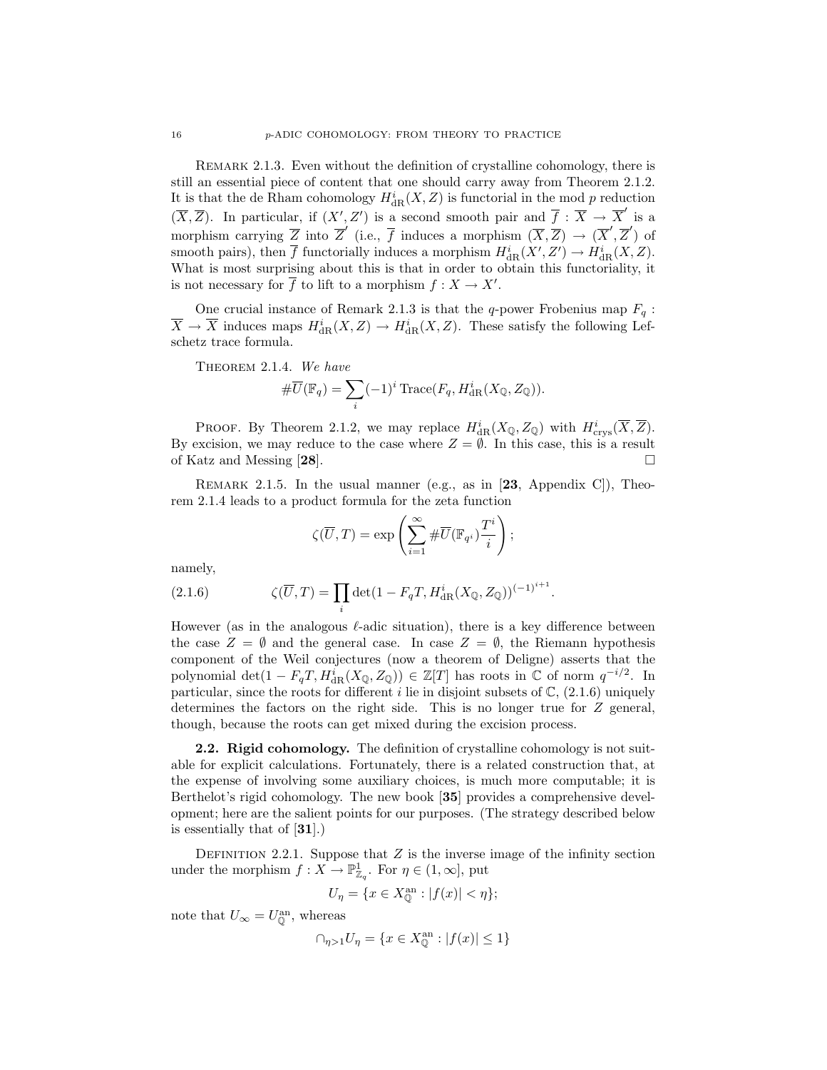Remark 2.1.3. Even without the definition of crystalline cohomology, there is still an essential piece of content that one should carry away from Theorem 2.1.2. It is that the de Rham cohomology $H^i_{\mathrm{dR}}(X, Z)$ is functorial in the mod $p$ reduction $(\overline{X}, \overline{Z})$. In particular, if $(X', Z')$ is a second smooth pair and $\overline{f} : \overline{X} \to \overline{X}'$ is a morphism carrying $\overline{Z}$ into $\overline{Z}'$ (i.e., $\overline{f}$ induces a morphism $(\overline{X}, \overline{Z}) \to (\overline{X}', \overline{Z}')$ of smooth pairs), then $\overline{f}$ functorially induces a morphism $H^i_{\mathrm{dR}}(X', Z') \to H^i_{\mathrm{dR}}(X, Z)$. What is most surprising about this is that in order to obtain this functoriality, it is not necessary for $\overline{f}$ to lift to a morphism $f : X \to X'$.

One crucial instance of Remark 2.1.3 is that the $q$-power Frobenius map $F_q : \overline{X} \to \overline{X}$ induces maps $H^i_{\mathrm{dR}}(X, Z) \to H^i_{\mathrm{dR}}(X, Z)$. These satisfy the following Lefschetz trace formula.

Theorem 2.1.4. *We have*

$$\#\overline{U}(\mathbb{F}_q) = \sum_i (-1)^i \operatorname{Trace}(F_q, H^i_{\mathrm{dR}}(X_{\mathbb{Q}}, Z_{\mathbb{Q}})).$$

Proof. By Theorem 2.1.2, we may replace $H^i_{\mathrm{dR}}(X_{\mathbb{Q}}, Z_{\mathbb{Q}})$ with $H^i_{\mathrm{crys}}(\overline{X}, \overline{Z})$. By excision, we may reduce to the case where $Z = \emptyset$. In this case, this is a result of Katz and Messing [**28**]. $\square$

Remark 2.1.5. In the usual manner (e.g., as in [**23**, Appendix C]), Theorem 2.1.4 leads to a product formula for the zeta function

$$\zeta(\overline{U}, T) = \exp\left(\sum_{i=1}^{\infty} \#\overline{U}(\mathbb{F}_{q^i}) \frac{T^i}{i}\right);$$

namely,

$$\zeta(\overline{U}, T) = \prod_i \det(1 - F_q T, H^i_{\mathrm{dR}}(X_{\mathbb{Q}}, Z_{\mathbb{Q}}))^{(-1)^{i+1}}. \tag{2.1.6}$$

However (as in the analogous $\ell$-adic situation), there is a key difference between the case $Z = \emptyset$ and the general case. In case $Z = \emptyset$, the Riemann hypothesis component of the Weil conjectures (now a theorem of Deligne) asserts that the polynomial $\det(1 - F_q T, H^i_{\mathrm{dR}}(X_{\mathbb{Q}}, Z_{\mathbb{Q}})) \in \mathbb{Z}[T]$ has roots in $\mathbb{C}$ of norm $q^{-i/2}$. In particular, since the roots for different $i$ lie in disjoint subsets of $\mathbb{C}$, (2.1.6) uniquely determines the factors on the right side. This is no longer true for $Z$ general, though, because the roots can get mixed during the excision process.

**2.2. Rigid cohomology.** The definition of crystalline cohomology is not suitable for explicit calculations. Fortunately, there is a related construction that, at the expense of involving some auxiliary choices, is much more computable; it is Berthelot's rigid cohomology. The new book [**35**] provides a comprehensive development; here are the salient points for our purposes. (The strategy described below is essentially that of [**31**].)

Definition 2.2.1. Suppose that $Z$ is the inverse image of the infinity section under the morphism $f : X \to \mathbb{P}^1_{\mathbb{Z}_q}$. For $\eta \in (1, \infty]$, put

$$U_\eta = \{x \in X^{\mathrm{an}}_{\mathbb{Q}} : |f(x)| < \eta\};$$

note that $U_\infty = U^{\mathrm{an}}_{\mathbb{Q}}$, whereas

$$\cap_{\eta > 1} U_\eta = \{x \in X^{\mathrm{an}}_{\mathbb{Q}} : |f(x)| \leq 1\}$$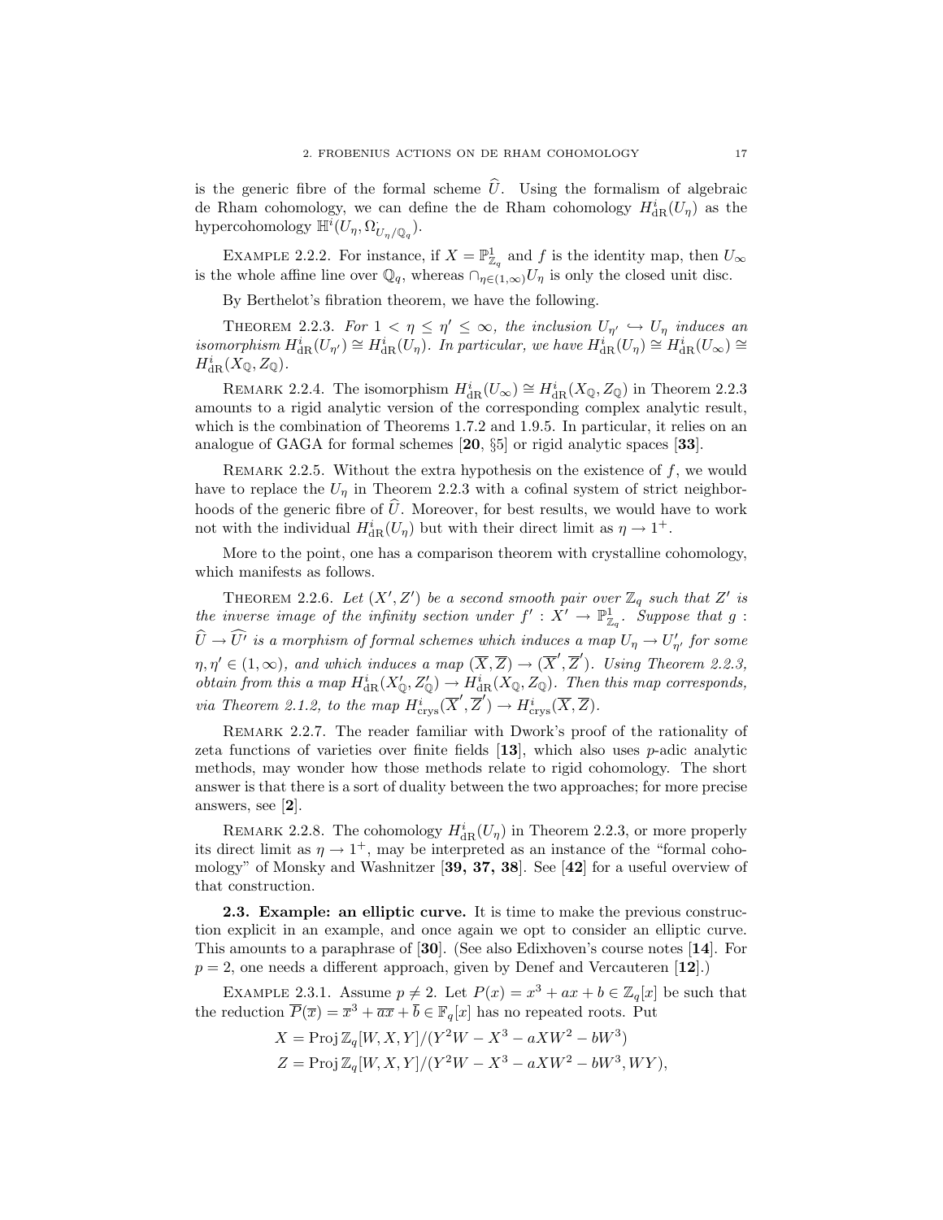is the generic fibre of the formal scheme $\widehat{U}$. Using the formalism of algebraic de Rham cohomology, we can define the de Rham cohomology $H^i_{\mathrm{dR}}(U_\eta)$ as the hypercohomology $\mathbb{H}^i(U_\eta, \Omega^{\cdot}_{U_\eta/\mathbb{Q}_q})$.

EXAMPLE 2.2.2. For instance, if $X = \mathbb{P}^1_{\mathbb{Z}_q}$ and $f$ is the identity map, then $U_\infty$ is the whole affine line over $\mathbb{Q}_q$, whereas $\cap_{\eta \in (1,\infty)} U_\eta$ is only the closed unit disc.

By Berthelot's fibration theorem, we have the following.

THEOREM 2.2.3. *For $1 < \eta \leq \eta' \leq \infty$, the inclusion $U_{\eta'} \hookrightarrow U_\eta$ induces an isomorphism $H^i_{\mathrm{dR}}(U_{\eta'}) \cong H^i_{\mathrm{dR}}(U_\eta)$. In particular, we have $H^i_{\mathrm{dR}}(U_\eta) \cong H^i_{\mathrm{dR}}(U_\infty) \cong H^i_{\mathrm{dR}}(X_{\mathbb{Q}}, Z_{\mathbb{Q}})$.*

REMARK 2.2.4. The isomorphism $H^i_{\mathrm{dR}}(U_\infty) \cong H^i_{\mathrm{dR}}(X_{\mathbb{Q}}, Z_{\mathbb{Q}})$ in Theorem 2.2.3 amounts to a rigid analytic version of the corresponding complex analytic result, which is the combination of Theorems 1.7.2 and 1.9.5. In particular, it relies on an analogue of GAGA for formal schemes [**20**, §5] or rigid analytic spaces [**33**].

REMARK 2.2.5. Without the extra hypothesis on the existence of $f$, we would have to replace the $U_\eta$ in Theorem 2.2.3 with a cofinal system of strict neighborhoods of the generic fibre of $\widehat{U}$. Moreover, for best results, we would have to work not with the individual $H^i_{\mathrm{dR}}(U_\eta)$ but with their direct limit as $\eta \to 1^+$.

More to the point, one has a comparison theorem with crystalline cohomology, which manifests as follows.

THEOREM 2.2.6. *Let $(X', Z')$ be a second smooth pair over $\mathbb{Z}_q$ such that $Z'$ is the inverse image of the infinity section under $f' : X' \to \mathbb{P}^1_{\mathbb{Z}_q}$. Suppose that $g : \widehat{U} \to \widehat{U'}$ is a morphism of formal schemes which induces a map $U_\eta \to U'_{\eta'}$ for some $\eta, \eta' \in (1,\infty)$, and which induces a map $(\overline{X}, \overline{Z}) \to (\overline{X}', \overline{Z}')$. Using Theorem 2.2.3, obtain from this a map $H^i_{\mathrm{dR}}(X'_{\mathbb{Q}}, Z'_{\mathbb{Q}}) \to H^i_{\mathrm{dR}}(X_{\mathbb{Q}}, Z_{\mathbb{Q}})$. Then this map corresponds, via Theorem 2.1.2, to the map $H^i_{\mathrm{crys}}(\overline{X}', \overline{Z}') \to H^i_{\mathrm{crys}}(\overline{X}, \overline{Z})$.*

REMARK 2.2.7. The reader familiar with Dwork's proof of the rationality of zeta functions of varieties over finite fields [**13**], which also uses $p$-adic analytic methods, may wonder how those methods relate to rigid cohomology. The short answer is that there is a sort of duality between the two approaches; for more precise answers, see [**2**].

REMARK 2.2.8. The cohomology $H^i_{\mathrm{dR}}(U_\eta)$ in Theorem 2.2.3, or more properly its direct limit as $\eta \to 1^+$, may be interpreted as an instance of the "formal cohomology" of Monsky and Washnitzer [**39, 37, 38**]. See [**42**] for a useful overview of that construction.

**2.3. Example: an elliptic curve.** It is time to make the previous construction explicit in an example, and once again we opt to consider an elliptic curve. This amounts to a paraphrase of [**30**]. (See also Edixhoven's course notes [**14**]. For $p = 2$, one needs a different approach, given by Denef and Vercauteren [**12**].)

EXAMPLE 2.3.1. Assume $p \neq 2$. Let $P(x) = x^3 + ax + b \in \mathbb{Z}_q[x]$ be such that the reduction $\overline{P}(\overline{x}) = \overline{x}^3 + \overline{a}\overline{x} + \overline{b} \in \mathbb{F}_q[x]$ has no repeated roots. Put

$$X = \operatorname{Proj} \mathbb{Z}_q[W, X, Y]/(Y^2W - X^3 - aXW^2 - bW^3)$$
$$Z = \operatorname{Proj} \mathbb{Z}_q[W, X, Y]/(Y^2W - X^3 - aXW^2 - bW^3, WY),$$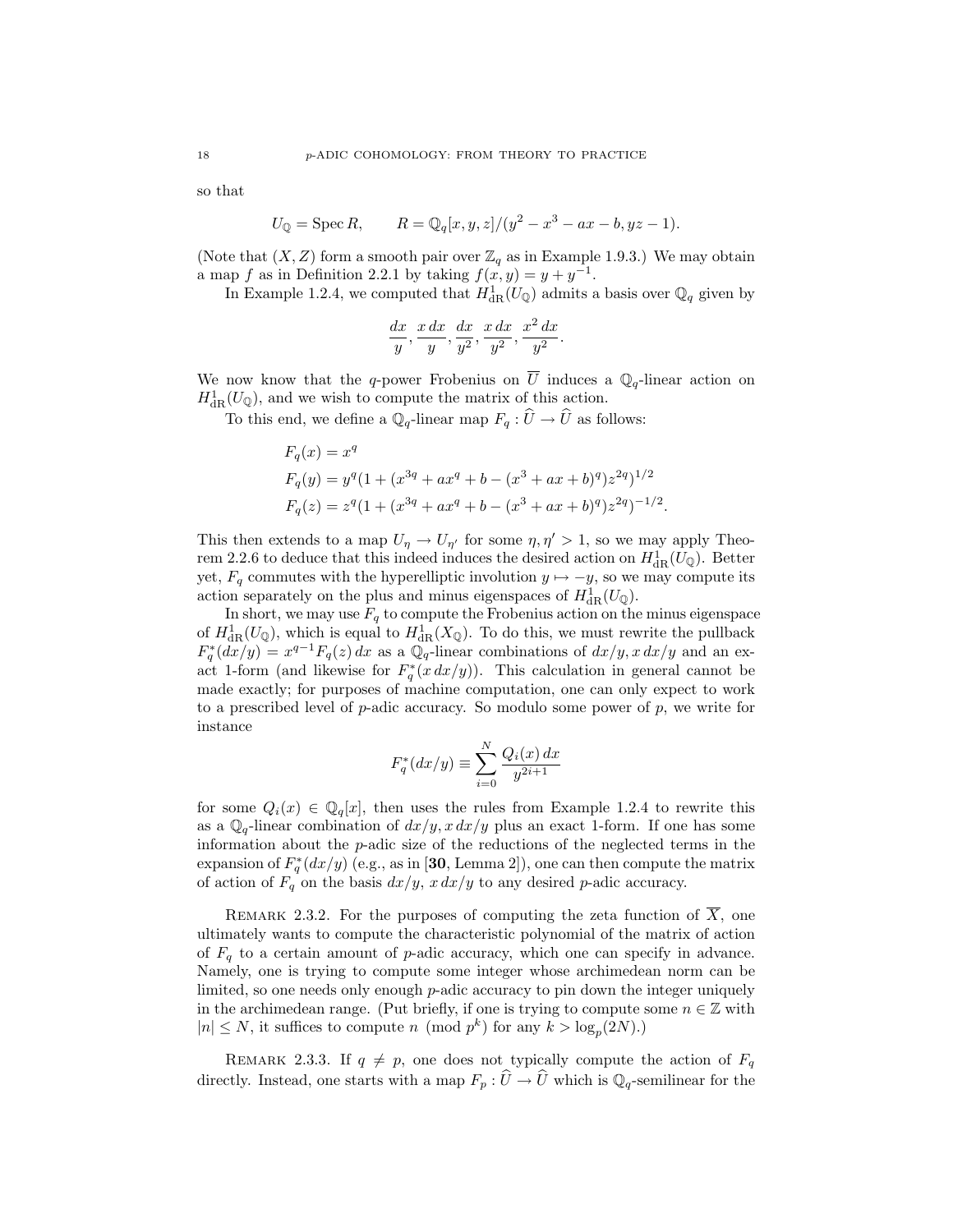so that

$$U_{\mathbb{Q}} = \operatorname{Spec} R, \qquad R = \mathbb{Q}_q[x, y, z]/(y^2 - x^3 - ax - b, yz - 1).$$

(Note that $(X, Z)$ form a smooth pair over $\mathbb{Z}_q$ as in Example 1.9.3.) We may obtain a map $f$ as in Definition 2.2.1 by taking $f(x, y) = y + y^{-1}$.

In Example 1.2.4, we computed that $H^1_{\mathrm{dR}}(U_{\mathbb{Q}})$ admits a basis over $\mathbb{Q}_q$ given by

$$\frac{dx}{y}, \frac{x\,dx}{y}, \frac{dx}{y^2}, \frac{x\,dx}{y^2}, \frac{x^2\,dx}{y^2}.$$

We now know that the $q$-power Frobenius on $\overline{U}$ induces a $\mathbb{Q}_q$-linear action on $H^1_{\mathrm{dR}}(U_{\mathbb{Q}})$, and we wish to compute the matrix of this action.

To this end, we define a $\mathbb{Q}_q$-linear map $F_q : \widehat{U} \to \widehat{U}$ as follows:

$$\begin{aligned}
F_q(x) &= x^q \\
F_q(y) &= y^q(1 + (x^{3q} + ax^q + b - (x^3 + ax + b)^q)z^{2q})^{1/2} \\
F_q(z) &= z^q(1 + (x^{3q} + ax^q + b - (x^3 + ax + b)^q)z^{2q})^{-1/2}.
\end{aligned}$$

This then extends to a map $U_\eta \to U_{\eta'}$ for some $\eta, \eta' > 1$, so we may apply Theorem 2.2.6 to deduce that this indeed induces the desired action on $H^1_{\mathrm{dR}}(U_{\mathbb{Q}})$. Better yet, $F_q$ commutes with the hyperelliptic involution $y \mapsto -y$, so we may compute its action separately on the plus and minus eigenspaces of $H^1_{\mathrm{dR}}(U_{\mathbb{Q}})$.

In short, we may use $F_q$ to compute the Frobenius action on the minus eigenspace of $H^1_{\mathrm{dR}}(U_{\mathbb{Q}})$, which is equal to $H^1_{\mathrm{dR}}(X_{\mathbb{Q}})$. To do this, we must rewrite the pullback $F_q^*(dx/y) = x^{q-1}F_q(z)\,dx$ as a $\mathbb{Q}_q$-linear combinations of $dx/y, x\,dx/y$ and an exact 1-form (and likewise for $F_q^*(x\,dx/y)$). This calculation in general cannot be made exactly; for purposes of machine computation, one can only expect to work to a prescribed level of $p$-adic accuracy. So modulo some power of $p$, we write for instance

$$F_q^*(dx/y) \equiv \sum_{i=0}^{N} \frac{Q_i(x)\,dx}{y^{2i+1}}$$

for some $Q_i(x) \in \mathbb{Q}_q[x]$, then uses the rules from Example 1.2.4 to rewrite this as a $\mathbb{Q}_q$-linear combination of $dx/y, x\,dx/y$ plus an exact 1-form. If one has some information about the $p$-adic size of the reductions of the neglected terms in the expansion of $F_q^*(dx/y)$ (e.g., as in [**30**, Lemma 2]), one can then compute the matrix of action of $F_q$ on the basis $dx/y$, $x\,dx/y$ to any desired $p$-adic accuracy.

Remark 2.3.2. For the purposes of computing the zeta function of $\overline{X}$, one ultimately wants to compute the characteristic polynomial of the matrix of action of $F_q$ to a certain amount of $p$-adic accuracy, which one can specify in advance. Namely, one is trying to compute some integer whose archimedean norm can be limited, so one needs only enough $p$-adic accuracy to pin down the integer uniquely in the archimedean range. (Put briefly, if one is trying to compute some $n \in \mathbb{Z}$ with $|n| \leq N$, it suffices to compute $n \pmod{p^k}$ for any $k > \log_p(2N)$.)

Remark 2.3.3. If $q \neq p$, one does not typically compute the action of $F_q$ directly. Instead, one starts with a map $F_p : \widehat{U} \to \widehat{U}$ which is $\mathbb{Q}_q$-semilinear for the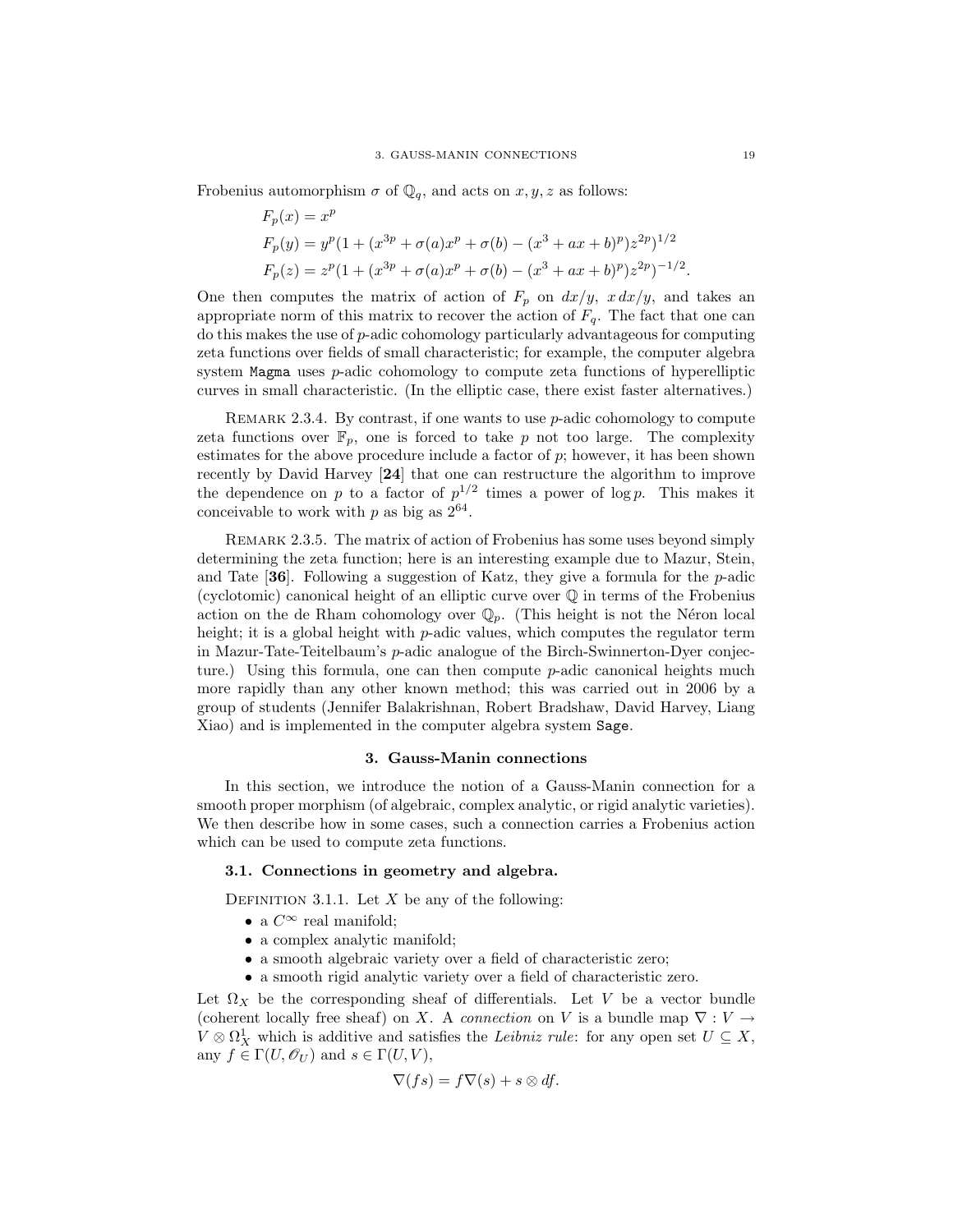Frobenius automorphism $\sigma$ of $\mathbb{Q}_q$, and acts on $x, y, z$ as follows:

$$F_p(x) = x^p$$
$$F_p(y) = y^p(1 + (x^{3p} + \sigma(a)x^p + \sigma(b) - (x^3 + ax + b)^p)z^{2p})^{1/2}$$
$$F_p(z) = z^p(1 + (x^{3p} + \sigma(a)x^p + \sigma(b) - (x^3 + ax + b)^p)z^{2p})^{-1/2}.$$

One then computes the matrix of action of $F_p$ on $dx/y$, $x\,dx/y$, and takes an appropriate norm of this matrix to recover the action of $F_q$. The fact that one can do this makes the use of $p$-adic cohomology particularly advantageous for computing zeta functions over fields of small characteristic; for example, the computer algebra system `Magma` uses $p$-adic cohomology to compute zeta functions of hyperelliptic curves in small characteristic. (In the elliptic case, there exist faster alternatives.)

Remark 2.3.4. By contrast, if one wants to use $p$-adic cohomology to compute zeta functions over $\mathbb{F}_p$, one is forced to take $p$ not too large. The complexity estimates for the above procedure include a factor of $p$; however, it has been shown recently by David Harvey [**24**] that one can restructure the algorithm to improve the dependence on $p$ to a factor of $p^{1/2}$ times a power of $\log p$. This makes it conceivable to work with $p$ as big as $2^{64}$.

Remark 2.3.5. The matrix of action of Frobenius has some uses beyond simply determining the zeta function; here is an interesting example due to Mazur, Stein, and Tate [**36**]. Following a suggestion of Katz, they give a formula for the $p$-adic (cyclotomic) canonical height of an elliptic curve over $\mathbb{Q}$ in terms of the Frobenius action on the de Rham cohomology over $\mathbb{Q}_p$. (This height is not the Néron local height; it is a global height with $p$-adic values, which computes the regulator term in Mazur-Tate-Teitelbaum's $p$-adic analogue of the Birch-Swinnerton-Dyer conjecture.) Using this formula, one can then compute $p$-adic canonical heights much more rapidly than any other known method; this was carried out in 2006 by a group of students (Jennifer Balakrishnan, Robert Bradshaw, David Harvey, Liang Xiao) and is implemented in the computer algebra system `Sage`.

## 3. Gauss-Manin connections

In this section, we introduce the notion of a Gauss-Manin connection for a smooth proper morphism (of algebraic, complex analytic, or rigid analytic varieties). We then describe how in some cases, such a connection carries a Frobenius action which can be used to compute zeta functions.

### 3.1. Connections in geometry and algebra.

Definition 3.1.1. Let $X$ be any of the following:

- a $C^\infty$ real manifold;
- a complex analytic manifold;
- a smooth algebraic variety over a field of characteristic zero;
- a smooth rigid analytic variety over a field of characteristic zero.

Let $\Omega_X$ be the corresponding sheaf of differentials. Let $V$ be a vector bundle (coherent locally free sheaf) on $X$. A *connection* on $V$ is a bundle map $\nabla : V \to V \otimes \Omega^1_X$ which is additive and satisfies the *Leibniz rule*: for any open set $U \subseteq X$, any $f \in \Gamma(U, \mathscr{O}_U)$ and $s \in \Gamma(U, V)$,

$$\nabla(fs) = f\nabla(s) + s \otimes df.$$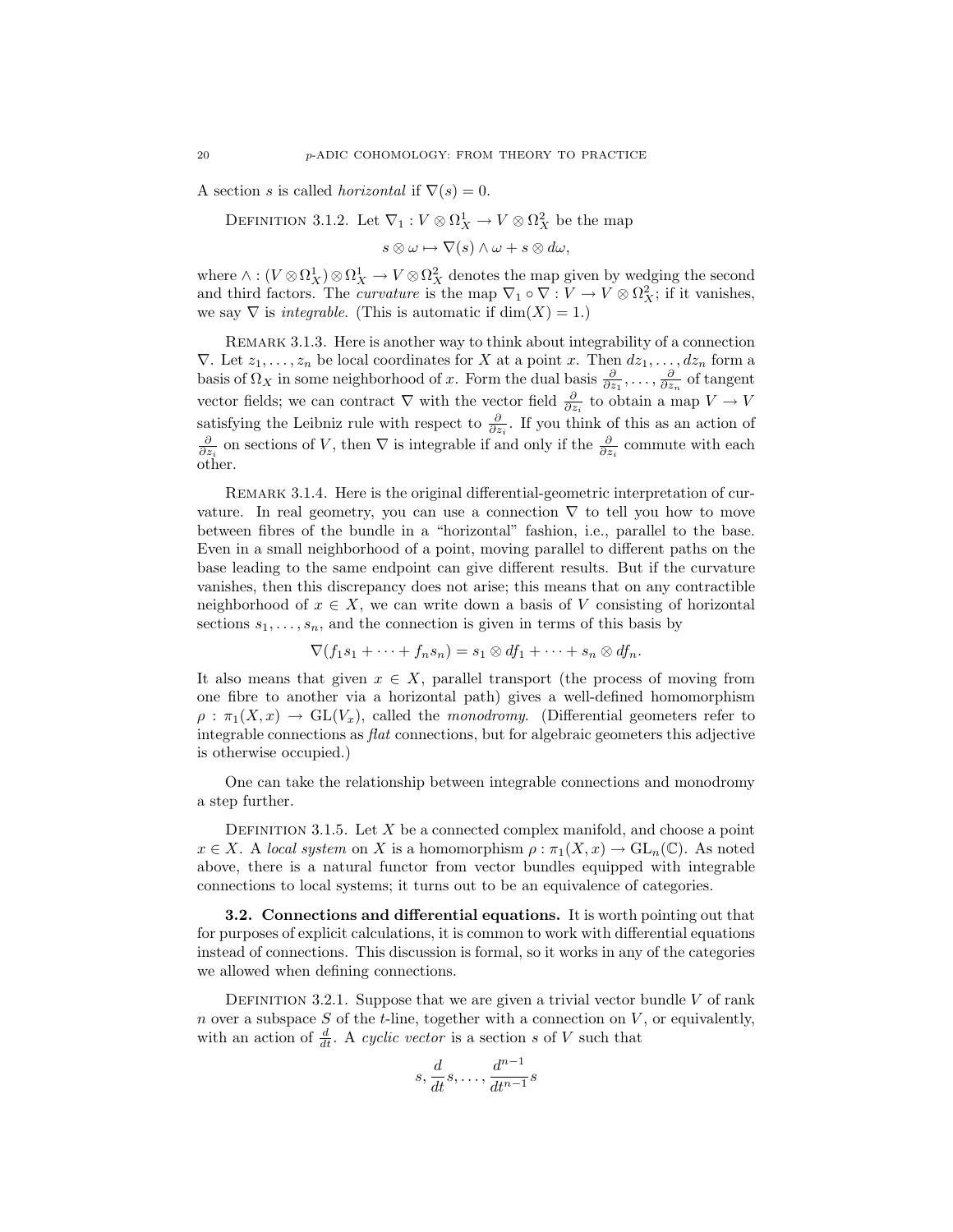A section $s$ is called *horizontal* if $\nabla(s) = 0$.

Definition 3.1.2. Let $\nabla_1 : V \otimes \Omega^1_X \to V \otimes \Omega^2_X$ be the map

$$s \otimes \omega \mapsto \nabla(s) \wedge \omega + s \otimes d\omega,$$

where $\wedge : (V \otimes \Omega^1_X) \otimes \Omega^1_X \to V \otimes \Omega^2_X$ denotes the map given by wedging the second and third factors. The *curvature* is the map $\nabla_1 \circ \nabla : V \to V \otimes \Omega^2_X$; if it vanishes, we say $\nabla$ is *integrable*. (This is automatic if $\dim(X) = 1$.)

Remark 3.1.3. Here is another way to think about integrability of a connection $\nabla$. Let $z_1, \dots, z_n$ be local coordinates for $X$ at a point $x$. Then $dz_1, \dots, dz_n$ form a basis of $\Omega_X$ in some neighborhood of $x$. Form the dual basis $\frac{\partial}{\partial z_1}, \dots, \frac{\partial}{\partial z_n}$ of tangent vector fields; we can contract $\nabla$ with the vector field $\frac{\partial}{\partial z_i}$ to obtain a map $V \to V$ satisfying the Leibniz rule with respect to $\frac{\partial}{\partial z_i}$. If you think of this as an action of $\frac{\partial}{\partial z_i}$ on sections of $V$, then $\nabla$ is integrable if and only if the $\frac{\partial}{\partial z_i}$ commute with each other.

Remark 3.1.4. Here is the original differential-geometric interpretation of curvature. In real geometry, you can use a connection $\nabla$ to tell you how to move between fibres of the bundle in a "horizontal" fashion, i.e., parallel to the base. Even in a small neighborhood of a point, moving parallel to different paths on the base leading to the same endpoint can give different results. But if the curvature vanishes, then this discrepancy does not arise; this means that on any contractible neighborhood of $x \in X$, we can write down a basis of $V$ consisting of horizontal sections $s_1, \dots, s_n$, and the connection is given in terms of this basis by

$$\nabla(f_1 s_1 + \cdots + f_n s_n) = s_1 \otimes df_1 + \cdots + s_n \otimes df_n.$$

It also means that given $x \in X$, parallel transport (the process of moving from one fibre to another via a horizontal path) gives a well-defined homomorphism $\rho : \pi_1(X, x) \to \mathrm{GL}(V_x)$, called the *monodromy*. (Differential geometers refer to integrable connections as *flat* connections, but for algebraic geometers this adjective is otherwise occupied.)

One can take the relationship between integrable connections and monodromy a step further.

Definition 3.1.5. Let $X$ be a connected complex manifold, and choose a point $x \in X$. A *local system* on $X$ is a homomorphism $\rho : \pi_1(X, x) \to \mathrm{GL}_n(\mathbb{C})$. As noted above, there is a natural functor from vector bundles equipped with integrable connections to local systems; it turns out to be an equivalence of categories.

**3.2. Connections and differential equations.** It is worth pointing out that for purposes of explicit calculations, it is common to work with differential equations instead of connections. This discussion is formal, so it works in any of the categories we allowed when defining connections.

Definition 3.2.1. Suppose that we are given a trivial vector bundle $V$ of rank $n$ over a subspace $S$ of the $t$-line, together with a connection on $V$, or equivalently, with an action of $\frac{d}{dt}$. A *cyclic vector* is a section $s$ of $V$ such that

$$s, \frac{d}{dt}s, \dots, \frac{d^{n-1}}{dt^{n-1}}s$$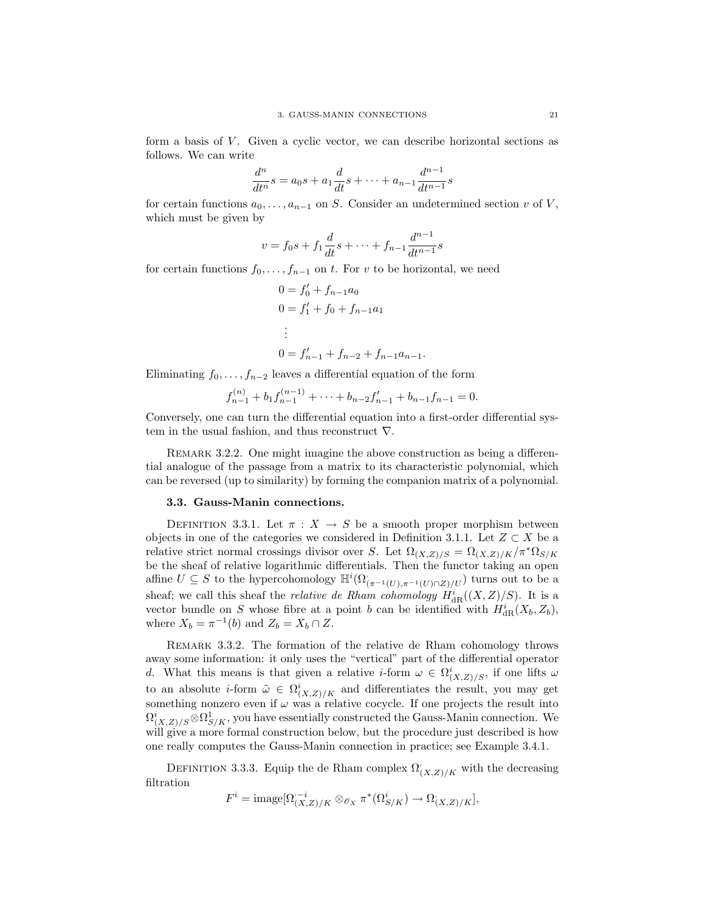form a basis of $V$. Given a cyclic vector, we can describe horizontal sections as follows. We can write

$$\frac{d^n}{dt^n}s = a_0 s + a_1 \frac{d}{dt}s + \cdots + a_{n-1}\frac{d^{n-1}}{dt^{n-1}}s$$

for certain functions $a_0, \dots, a_{n-1}$ on $S$. Consider an undetermined section $v$ of $V$, which must be given by

$$v = f_0 s + f_1 \frac{d}{dt}s + \cdots + f_{n-1}\frac{d^{n-1}}{dt^{n-1}}s$$

for certain functions $f_0, \dots, f_{n-1}$ on $t$. For $v$ to be horizontal, we need

$$\begin{aligned}
0 &= f_0' + f_{n-1}a_0 \\
0 &= f_1' + f_0 + f_{n-1}a_1 \\
&\vdots \\
0 &= f_{n-1}' + f_{n-2} + f_{n-1}a_{n-1}.
\end{aligned}$$

Eliminating $f_0, \dots, f_{n-2}$ leaves a differential equation of the form

$$f_{n-1}^{(n)} + b_1 f_{n-1}^{(n-1)} + \cdots + b_{n-2}f_{n-1}' + b_{n-1}f_{n-1} = 0.$$

Conversely, one can turn the differential equation into a first-order differential system in the usual fashion, and thus reconstruct $\nabla$.

Remark 3.2.2. One might imagine the above construction as being a differential analogue of the passage from a matrix to its characteristic polynomial, which can be reversed (up to similarity) by forming the companion matrix of a polynomial.

### 3.3. Gauss-Manin connections.

Definition 3.3.1. Let $\pi : X \to S$ be a smooth proper morphism between objects in one of the categories we considered in Definition 3.1.1. Let $Z \subset X$ be a relative strict normal crossings divisor over $S$. Let $\Omega_{(X,Z)/S} = \Omega_{(X,Z)/K}/\pi^*\Omega_{S/K}$ be the sheaf of relative logarithmic differentials. Then the functor taking an open affine $U \subseteq S$ to the hypercohomology $\mathbb{H}^i(\Omega^\cdot_{(\pi^{-1}(U),\pi^{-1}(U)\cap Z)/U})$ turns out to be a sheaf; we call this sheaf the *relative de Rham cohomology* $H^i_{\mathrm{dR}}((X,Z)/S)$. It is a vector bundle on $S$ whose fibre at a point $b$ can be identified with $H^i_{\mathrm{dR}}(X_b, Z_b)$, where $X_b = \pi^{-1}(b)$ and $Z_b = X_b \cap Z$.

Remark 3.3.2. The formation of the relative de Rham cohomology throws away some information: it only uses the "vertical" part of the differential operator $d$. What this means is that given a relative $i$-form $\omega \in \Omega^i_{(X,Z)/S}$, if one lifts $\omega$ to an absolute $i$-form $\tilde{\omega} \in \Omega^i_{(X,Z)/K}$ and differentiates the result, you may get something nonzero even if $\omega$ was a relative cocycle. If one projects the result into $\Omega^i_{(X,Z)/S}\otimes\Omega^1_{S/K}$, you have essentially constructed the Gauss-Manin connection. We will give a more formal construction below, but the procedure just described is how one really computes the Gauss-Manin connection in practice; see Example 3.4.1.

Definition 3.3.3. Equip the de Rham complex $\Omega^\cdot_{(X,Z)/K}$ with the decreasing filtration

$$F^i = \mathrm{image}[\Omega^{\cdot - i}_{(X,Z)/K} \otimes_{\mathscr{O}_X} \pi^*(\Omega^i_{S/K}) \to \Omega^\cdot_{(X,Z)/K}],$$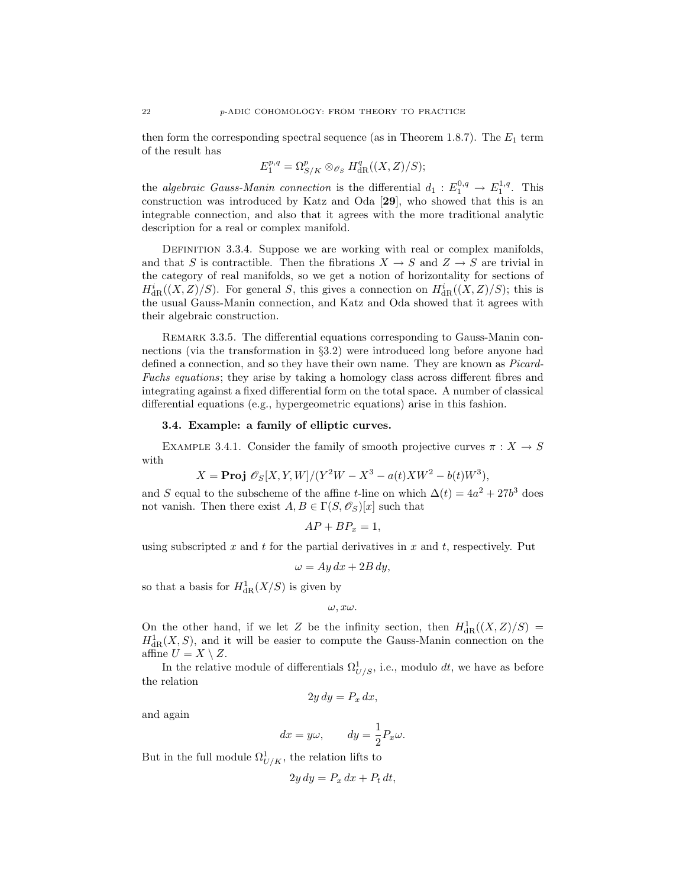then form the corresponding spectral sequence (as in Theorem 1.8.7). The $E_1$ term of the result has

$$E_1^{p,q} = \Omega^p_{S/K} \otimes_{\mathscr{O}_S} H^q_{\mathrm{dR}}((X,Z)/S);$$

the *algebraic Gauss-Manin connection* is the differential $d_1 : E_1^{0,q} \to E_1^{1,q}$. This construction was introduced by Katz and Oda [**29**], who showed that this is an integrable connection, and also that it agrees with the more traditional analytic description for a real or complex manifold.

Definition 3.3.4. Suppose we are working with real or complex manifolds, and that $S$ is contractible. Then the fibrations $X \to S$ and $Z \to S$ are trivial in the category of real manifolds, so we get a notion of horizontality for sections of $H^i_{\mathrm{dR}}((X,Z)/S)$. For general $S$, this gives a connection on $H^i_{\mathrm{dR}}((X,Z)/S)$; this is the usual Gauss-Manin connection, and Katz and Oda showed that it agrees with their algebraic construction.

Remark 3.3.5. The differential equations corresponding to Gauss-Manin connections (via the transformation in §3.2) were introduced long before anyone had defined a connection, and so they have their own name. They are known as *Picard-Fuchs equations*; they arise by taking a homology class across different fibres and integrating against a fixed differential form on the total space. A number of classical differential equations (e.g., hypergeometric equations) arise in this fashion.

### 3.4. Example: a family of elliptic curves.

Example 3.4.1. Consider the family of smooth projective curves $\pi : X \to S$ with

$$X = \mathbf{Proj}\ \mathscr{O}_S[X,Y,W]/(Y^2W - X^3 - a(t)XW^2 - b(t)W^3),$$

and $S$ equal to the subscheme of the affine $t$-line on which $\Delta(t) = 4a^2 + 27b^3$ does not vanish. Then there exist $A, B \in \Gamma(S, \mathscr{O}_S)[x]$ such that

$$AP + BP_x = 1,$$

using subscripted $x$ and $t$ for the partial derivatives in $x$ and $t$, respectively. Put

$$\omega = Ay\,dx + 2B\,dy,$$

so that a basis for $H^1_{\mathrm{dR}}(X/S)$ is given by

$$\omega, x\omega.$$

On the other hand, if we let $Z$ be the infinity section, then $H^1_{\mathrm{dR}}((X,Z)/S) = H^1_{\mathrm{dR}}(X,S)$, and it will be easier to compute the Gauss-Manin connection on the affine $U = X \setminus Z$.

In the relative module of differentials $\Omega^1_{U/S}$, i.e., modulo $dt$, we have as before the relation

$$2y\,dy = P_x\,dx,$$

and again

$$dx = y\omega, \qquad dy = \frac{1}{2}P_x\omega.$$

But in the full module $\Omega^1_{U/K}$, the relation lifts to

$$2y\,dy = P_x\,dx + P_t\,dt,$$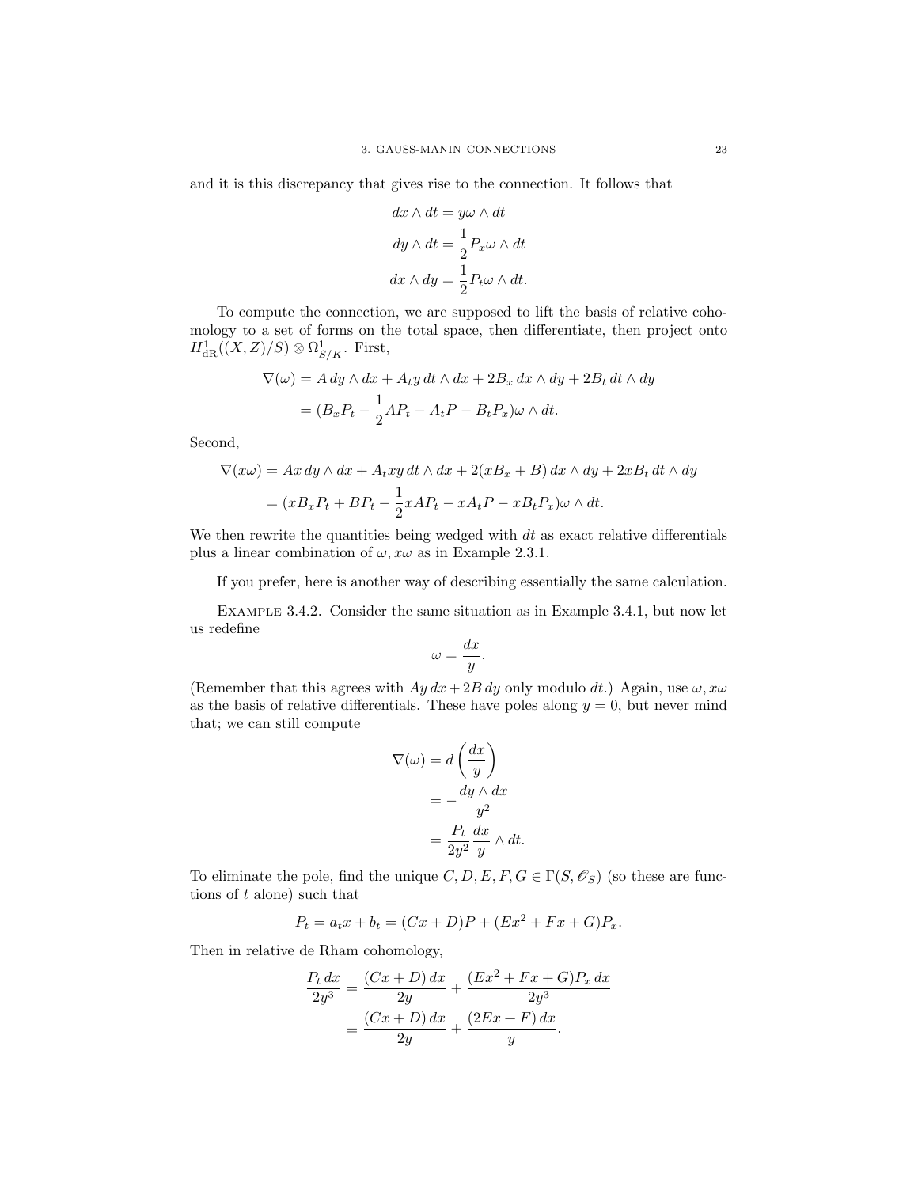and it is this discrepancy that gives rise to the connection. It follows that

$$
\begin{aligned}
dx \wedge dt &= y\omega \wedge dt \\
dy \wedge dt &= \frac{1}{2} P_x \omega \wedge dt \\
dx \wedge dy &= \frac{1}{2} P_t \omega \wedge dt.
\end{aligned}
$$

To compute the connection, we are supposed to lift the basis of relative cohomology to a set of forms on the total space, then differentiate, then project onto $H^1_{\mathrm{dR}}((X,Z)/S) \otimes \Omega^1_{S/K}$. First,

$$
\begin{aligned}
\nabla(\omega) &= A\, dy \wedge dx + A_t y\, dt \wedge dx + 2B_x\, dx \wedge dy + 2B_t\, dt \wedge dy \\
&= (B_x P_t - \frac{1}{2} A P_t - A_t P - B_t P_x)\omega \wedge dt.
\end{aligned}
$$

Second,

$$
\begin{aligned}
\nabla(x\omega) &= Ax\, dy \wedge dx + A_t xy\, dt \wedge dx + 2(xB_x + B)\, dx \wedge dy + 2xB_t\, dt \wedge dy \\
&= (xB_x P_t + BP_t - \frac{1}{2} xAP_t - xA_t P - xB_t P_x)\omega \wedge dt.
\end{aligned}
$$

We then rewrite the quantities being wedged with $dt$ as exact relative differentials plus a linear combination of $\omega, x\omega$ as in Example 2.3.1.

If you prefer, here is another way of describing essentially the same calculation.

Example 3.4.2. Consider the same situation as in Example 3.4.1, but now let us redefine

$$
\omega = \frac{dx}{y}.
$$

(Remember that this agrees with $Ay\, dx + 2B\, dy$ only modulo $dt$.) Again, use $\omega, x\omega$ as the basis of relative differentials. These have poles along $y = 0$, but never mind that; we can still compute

$$
\begin{aligned}
\nabla(\omega) &= d\left(\frac{dx}{y}\right) \\
&= -\frac{dy \wedge dx}{y^2} \\
&= \frac{P_t}{2y^2} \frac{dx}{y} \wedge dt.
\end{aligned}
$$

To eliminate the pole, find the unique $C, D, E, F, G \in \Gamma(S, \mathscr{O}_S)$ (so these are functions of $t$ alone) such that

$$
P_t = a_t x + b_t = (Cx + D)P + (Ex^2 + Fx + G)P_x.
$$

Then in relative de Rham cohomology,

$$
\begin{aligned}
\frac{P_t\, dx}{2y^3} &= \frac{(Cx + D)\, dx}{2y} + \frac{(Ex^2 + Fx + G)P_x\, dx}{2y^3} \\
&\equiv \frac{(Cx + D)\, dx}{2y} + \frac{(2Ex + F)\, dx}{y}.
\end{aligned}
$$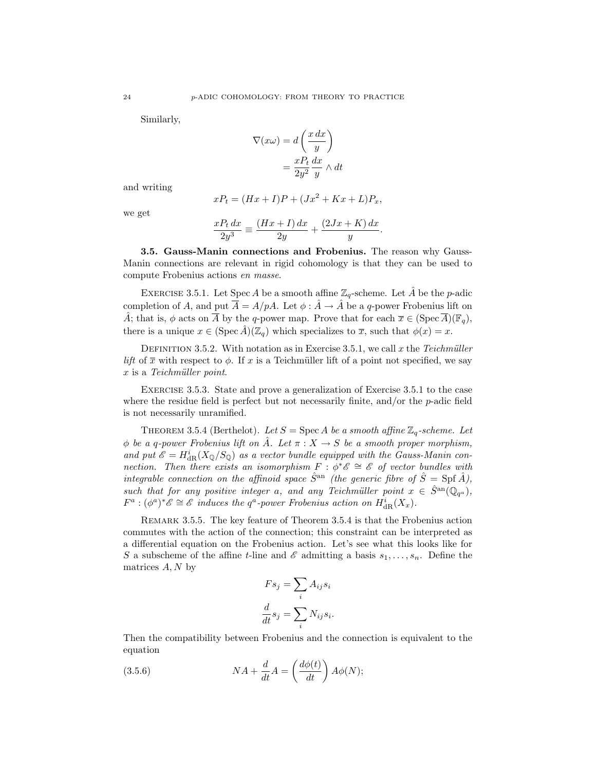Similarly,

$$\nabla(x\omega) = d\left(\frac{x\,dx}{y}\right)$$
$$= \frac{xP_t}{2y^2}\,\frac{dx}{y} \wedge dt$$

and writing

$$xP_t = (Hx + I)P + (Jx^2 + Kx + L)P_x,$$

we get

$$\frac{xP_t\,dx}{2y^3} \equiv \frac{(Hx+I)\,dx}{2y} + \frac{(2Jx+K)\,dx}{y}.$$

**3.5. Gauss-Manin connections and Frobenius.** The reason why Gauss-Manin connections are relevant in rigid cohomology is that they can be used to compute Frobenius actions *en masse*.

Exercise 3.5.1. Let $\operatorname{Spec} A$ be a smooth affine $\mathbb{Z}_q$-scheme. Let $\hat{A}$ be the $p$-adic completion of $A$, and put $\overline{A} = A/pA$. Let $\phi : \hat{A} \to \hat{A}$ be a $q$-power Frobenius lift on $\hat{A}$; that is, $\phi$ acts on $\overline{A}$ by the $q$-power map. Prove that for each $\overline{x} \in (\operatorname{Spec} \overline{A})(\mathbb{F}_q)$, there is a unique $x \in (\operatorname{Spec} \hat{A})(\mathbb{Z}_q)$ which specializes to $\overline{x}$, such that $\phi(x) = x$.

Definition 3.5.2. With notation as in Exercise 3.5.1, we call $x$ the *Teichmüller lift* of $\overline{x}$ with respect to $\phi$. If $x$ is a Teichmüller lift of a point not specified, we say $x$ is a *Teichmüller point*.

Exercise 3.5.3. State and prove a generalization of Exercise 3.5.1 to the case where the residue field is perfect but not necessarily finite, and/or the $p$-adic field is not necessarily unramified.

Theorem 3.5.4 (Berthelot). *Let $S = \operatorname{Spec} A$ be a smooth affine $\mathbb{Z}_q$-scheme. Let $\phi$ be a $q$-power Frobenius lift on $\hat{A}$. Let $\pi : X \to S$ be a smooth proper morphism, and put $\mathscr{E} = H^i_{\mathrm{dR}}(X_{\mathbb{Q}}/S_{\mathbb{Q}})$ as a vector bundle equipped with the Gauss-Manin connection. Then there exists an isomorphism $F : \phi^*\mathscr{E} \cong \mathscr{E}$ of vector bundles with integrable connection on the affinoid space $\hat{S}^{\mathrm{an}}$ (the generic fibre of $\hat{S} = \operatorname{Spf} \hat{A}$), such that for any positive integer $a$, and any Teichmüller point $x \in \hat{S}^{\mathrm{an}}(\mathbb{Q}_{q^a})$, $F^a : (\phi^a)^*\mathscr{E} \cong \mathscr{E}$ induces the $q^a$-power Frobenius action on $H^i_{\mathrm{dR}}(X_x)$.*

Remark 3.5.5. The key feature of Theorem 3.5.4 is that the Frobenius action commutes with the action of the connection; this constraint can be interpreted as a differential equation on the Frobenius action. Let's see what this looks like for $S$ a subscheme of the affine $t$-line and $\mathscr{E}$ admitting a basis $s_1, \dots, s_n$. Define the matrices $A, N$ by

$$Fs_j = \sum_i A_{ij} s_i$$
$$\frac{d}{dt} s_j = \sum_i N_{ij} s_i.$$

Then the compatibility between Frobenius and the connection is equivalent to the equation

$$NA + \frac{d}{dt}A = \left(\frac{d\phi(t)}{dt}\right) A\phi(N); \tag{3.5.6}$$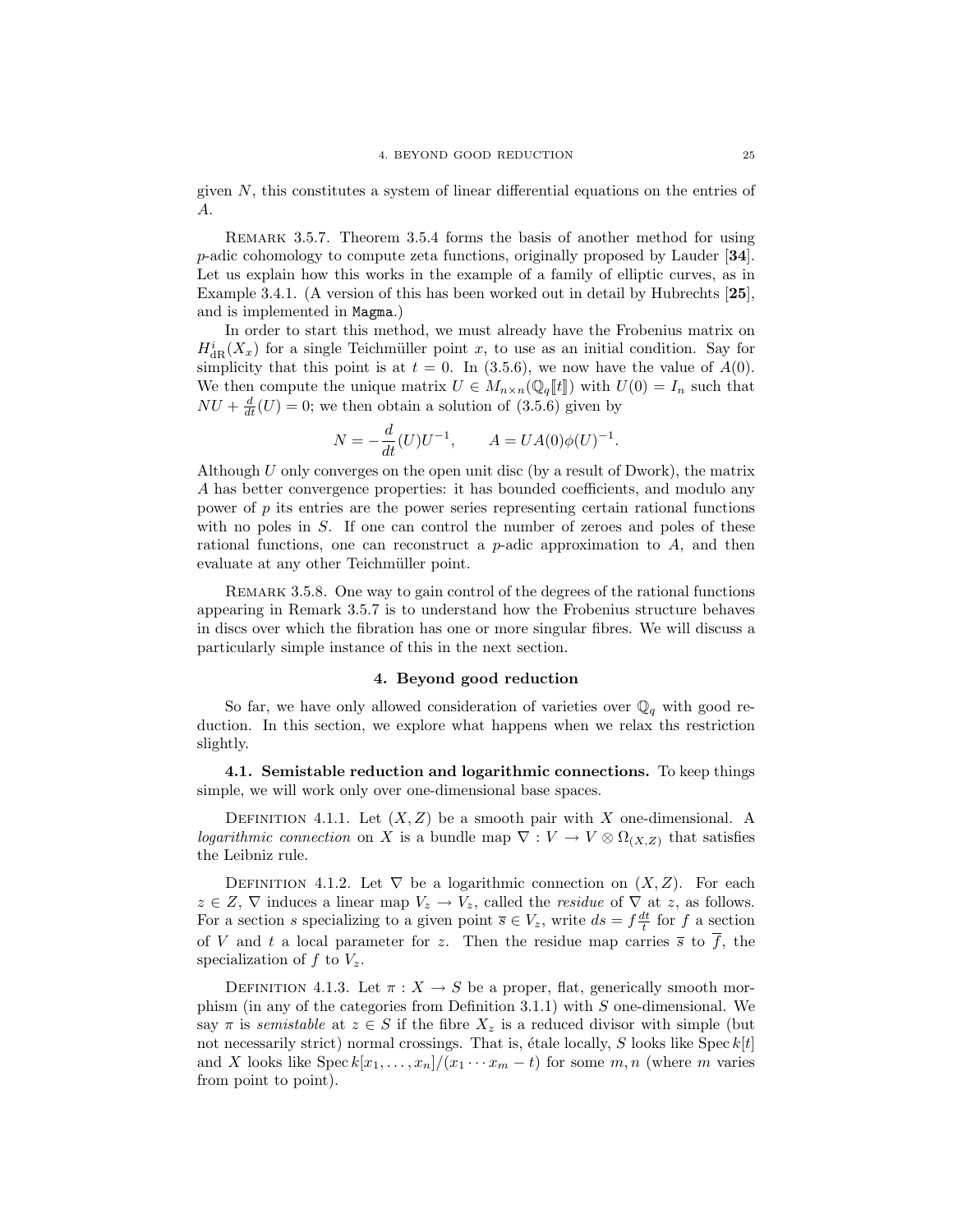given $N$, this constitutes a system of linear differential equations on the entries of $A$.

Remark 3.5.7. Theorem 3.5.4 forms the basis of another method for using $p$-adic cohomology to compute zeta functions, originally proposed by Lauder [**34**]. Let us explain how this works in the example of a family of elliptic curves, as in Example 3.4.1. (A version of this has been worked out in detail by Hubrechts [**25**], and is implemented in `Magma`.)

In order to start this method, we must already have the Frobenius matrix on $H^i_{\mathrm{dR}}(X_x)$ for a single Teichmüller point $x$, to use as an initial condition. Say for simplicity that this point is at $t = 0$. In (3.5.6), we now have the value of $A(0)$. We then compute the unique matrix $U \in M_{n\times n}(\mathbb{Q}_q[\![t]\!])$ with $U(0) = I_n$ such that $NU + \frac{d}{dt}(U) = 0$; we then obtain a solution of (3.5.6) given by

$$N = -\frac{d}{dt}(U)U^{-1}, \qquad A = UA(0)\phi(U)^{-1}.$$

Although $U$ only converges on the open unit disc (by a result of Dwork), the matrix $A$ has better convergence properties: it has bounded coefficients, and modulo any power of $p$ its entries are the power series representing certain rational functions with no poles in $S$. If one can control the number of zeroes and poles of these rational functions, one can reconstruct a $p$-adic approximation to $A$, and then evaluate at any other Teichmüller point.

Remark 3.5.8. One way to gain control of the degrees of the rational functions appearing in Remark 3.5.7 is to understand how the Frobenius structure behaves in discs over which the fibration has one or more singular fibres. We will discuss a particularly simple instance of this in the next section.

## 4. Beyond good reduction

So far, we have only allowed consideration of varieties over $\mathbb{Q}_q$ with good reduction. In this section, we explore what happens when we relax ths restriction slightly.

**4.1. Semistable reduction and logarithmic connections.** To keep things simple, we will work only over one-dimensional base spaces.

Definition 4.1.1. Let $(X, Z)$ be a smooth pair with $X$ one-dimensional. A *logarithmic connection* on $X$ is a bundle map $\nabla : V \to V \otimes \Omega_{(X,Z)}$ that satisfies the Leibniz rule.

Definition 4.1.2. Let $\nabla$ be a logarithmic connection on $(X, Z)$. For each $z \in Z$, $\nabla$ induces a linear map $V_z \to V_z$, called the *residue* of $\nabla$ at $z$, as follows. For a section $s$ specializing to a given point $\overline{s} \in V_z$, write $ds = f\frac{dt}{t}$ for $f$ a section of $V$ and $t$ a local parameter for $z$. Then the residue map carries $\overline{s}$ to $\overline{f}$, the specialization of $f$ to $V_z$.

Definition 4.1.3. Let $\pi : X \to S$ be a proper, flat, generically smooth morphism (in any of the categories from Definition 3.1.1) with $S$ one-dimensional. We say $\pi$ is *semistable* at $z \in S$ if the fibre $X_z$ is a reduced divisor with simple (but not necessarily strict) normal crossings. That is, étale locally, $S$ looks like $\operatorname{Spec} k[t]$ and $X$ looks like $\operatorname{Spec} k[x_1, \dots, x_n]/(x_1 \cdots x_m - t)$ for some $m, n$ (where $m$ varies from point to point).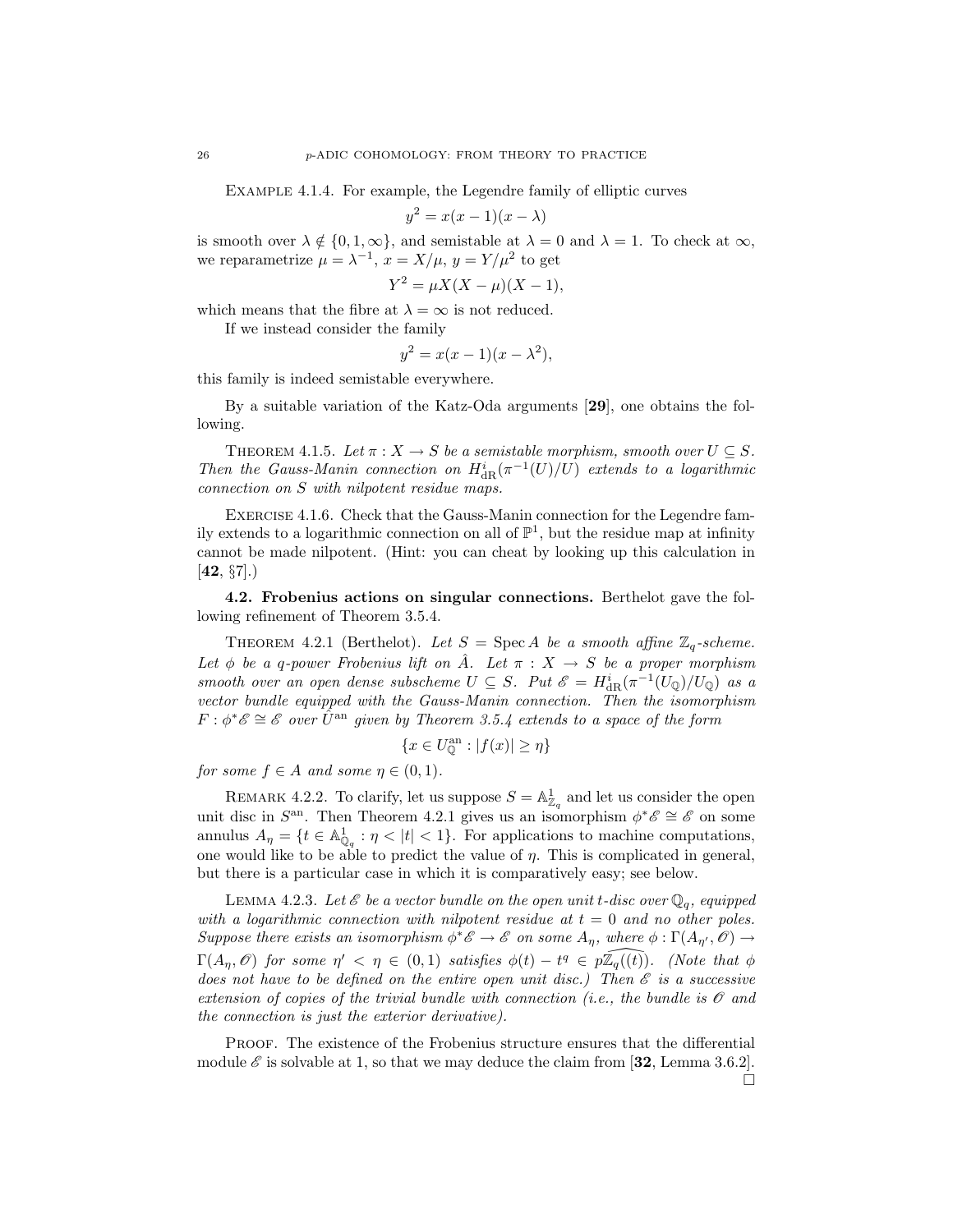Example 4.1.4. For example, the Legendre family of elliptic curves

$$y^2 = x(x-1)(x-\lambda)$$

is smooth over $\lambda \notin \{0, 1, \infty\}$, and semistable at $\lambda = 0$ and $\lambda = 1$. To check at $\infty$, we reparametrize $\mu = \lambda^{-1}$, $x = X/\mu$, $y = Y/\mu^2$ to get

$$Y^2 = \mu X(X-\mu)(X-1),$$

which means that the fibre at $\lambda = \infty$ is not reduced.

If we instead consider the family

$$y^2 = x(x-1)(x-\lambda^2),$$

this family is indeed semistable everywhere.

By a suitable variation of the Katz-Oda arguments [**29**], one obtains the following.

Theorem 4.1.5. *Let $\pi : X \to S$ be a semistable morphism, smooth over $U \subseteq S$. Then the Gauss-Manin connection on $H^i_{\mathrm{dR}}(\pi^{-1}(U)/U)$ extends to a logarithmic connection on $S$ with nilpotent residue maps.*

Exercise 4.1.6. Check that the Gauss-Manin connection for the Legendre family extends to a logarithmic connection on all of $\mathbb{P}^1$, but the residue map at infinity cannot be made nilpotent. (Hint: you can cheat by looking up this calculation in [**42**, §7].)

**4.2. Frobenius actions on singular connections.** Berthelot gave the following refinement of Theorem 3.5.4.

Theorem 4.2.1 (Berthelot). *Let $S = \operatorname{Spec} A$ be a smooth affine $\mathbb{Z}_q$-scheme. Let $\phi$ be a $q$-power Frobenius lift on $\hat{A}$. Let $\pi : X \to S$ be a proper morphism smooth over an open dense subscheme $U \subseteq S$. Put $\mathscr{E} = H^i_{\mathrm{dR}}(\pi^{-1}(U_{\mathbb{Q}})/U_{\mathbb{Q}})$ as a vector bundle equipped with the Gauss-Manin connection. Then the isomorphism $F : \phi^*\mathscr{E} \cong \mathscr{E}$ over $\hat{U}^{\mathrm{an}}$ given by Theorem 3.5.4 extends to a space of the form*

$$\{x \in U^{\mathrm{an}}_{\mathbb{Q}} : |f(x)| \geq \eta\}$$

*for some $f \in A$ and some $\eta \in (0,1)$.*

Remark 4.2.2. To clarify, let us suppose $S = \mathbb{A}^1_{\mathbb{Z}_q}$ and let us consider the open unit disc in $S^{\mathrm{an}}$. Then Theorem 4.2.1 gives us an isomorphism $\phi^*\mathscr{E} \cong \mathscr{E}$ on some annulus $A_\eta = \{t \in \mathbb{A}^1_{\mathbb{Q}_q} : \eta < |t| < 1\}$. For applications to machine computations, one would like to be able to predict the value of $\eta$. This is complicated in general, but there is a particular case in which it is comparatively easy; see below.

Lemma 4.2.3. *Let $\mathscr{E}$ be a vector bundle on the open unit $t$-disc over $\mathbb{Q}_q$, equipped with a logarithmic connection with nilpotent residue at $t = 0$ and no other poles. Suppose there exists an isomorphism $\phi^*\mathscr{E} \to \mathscr{E}$ on some $A_\eta$, where $\phi : \Gamma(A_{\eta'}, \mathscr{O}) \to \Gamma(A_\eta, \mathscr{O})$ for some $\eta' < \eta \in (0,1)$ satisfies $\phi(t) - t^q \in p\widehat{\mathbb{Z}_q((t))}$. (Note that $\phi$ does not have to be defined on the entire open unit disc.) Then $\mathscr{E}$ is a successive extension of copies of the trivial bundle with connection (i.e., the bundle is $\mathscr{O}$ and the connection is just the exterior derivative).*

Proof. The existence of the Frobenius structure ensures that the differential module $\mathscr{E}$ is solvable at 1, so that we may deduce the claim from [**32**, Lemma 3.6.2]. □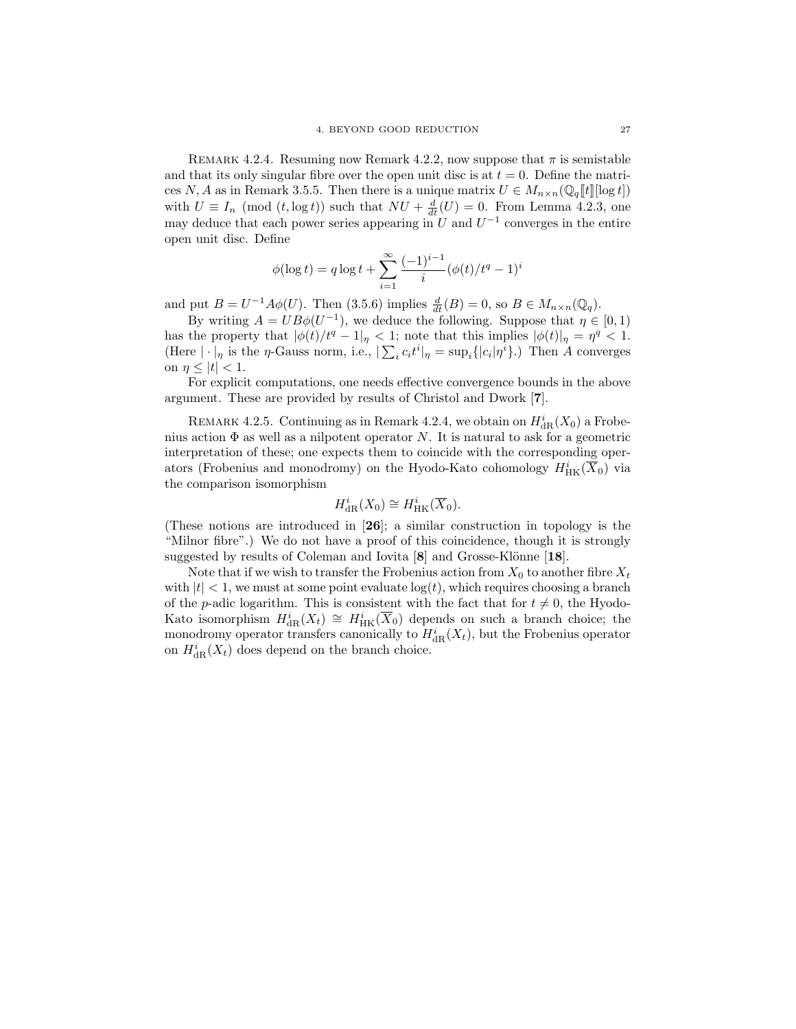Remark 4.2.4. Resuming now Remark 4.2.2, now suppose that $\pi$ is semistable and that its only singular fibre over the open unit disc is at $t = 0$. Define the matrices $N, A$ as in Remark 3.5.5. Then there is a unique matrix $U \in M_{n \times n}(\mathbb{Q}_q[\![t]\!][\log t])$ with $U \equiv I_n \pmod{(t, \log t)}$ such that $NU + \frac{d}{dt}(U) = 0$. From Lemma 4.2.3, one may deduce that each power series appearing in $U$ and $U^{-1}$ converges in the entire open unit disc. Define

$$\phi(\log t) = q \log t + \sum_{i=1}^{\infty} \frac{(-1)^{i-1}}{i} (\phi(t)/t^q - 1)^i$$

and put $B = U^{-1} A \phi(U)$. Then (3.5.6) implies $\frac{d}{dt}(B) = 0$, so $B \in M_{n \times n}(\mathbb{Q}_q)$.

By writing $A = UB\phi(U^{-1})$, we deduce the following. Suppose that $\eta \in [0, 1)$ has the property that $|\phi(t)/t^q - 1|_\eta < 1$; note that this implies $|\phi(t)|_\eta = \eta^q < 1$. (Here $|\cdot|_\eta$ is the $\eta$-Gauss norm, i.e., $|\sum_i c_i t^i|_\eta = \sup_i\{|c_i|\eta^i\}$.) Then $A$ converges on $\eta \leq |t| < 1$.

For explicit computations, one needs effective convergence bounds in the above argument. These are provided by results of Christol and Dwork [**7**].

Remark 4.2.5. Continuing as in Remark 4.2.4, we obtain on $H^i_{\mathrm{dR}}(X_0)$ a Frobenius action $\Phi$ as well as a nilpotent operator $N$. It is natural to ask for a geometric interpretation of these; one expects them to coincide with the corresponding operators (Frobenius and monodromy) on the Hyodo-Kato cohomology $H^i_{\mathrm{HK}}(\overline{X}_0)$ via the comparison isomorphism

$$H^i_{\mathrm{dR}}(X_0) \cong H^i_{\mathrm{HK}}(\overline{X}_0).$$

(These notions are introduced in [**26**]; a similar construction in topology is the "Milnor fibre".) We do not have a proof of this coincidence, though it is strongly suggested by results of Coleman and Iovita [**8**] and Grosse-Klönne [**18**].

Note that if we wish to transfer the Frobenius action from $X_0$ to another fibre $X_t$ with $|t| < 1$, we must at some point evaluate $\log(t)$, which requires choosing a branch of the $p$-adic logarithm. This is consistent with the fact that for $t \neq 0$, the Hyodo-Kato isomorphism $H^i_{\mathrm{dR}}(X_t) \cong H^i_{\mathrm{HK}}(\overline{X}_0)$ depends on such a branch choice; the monodromy operator transfers canonically to $H^i_{\mathrm{dR}}(X_t)$, but the Frobenius operator on $H^i_{\mathrm{dR}}(X_t)$ does depend on the branch choice.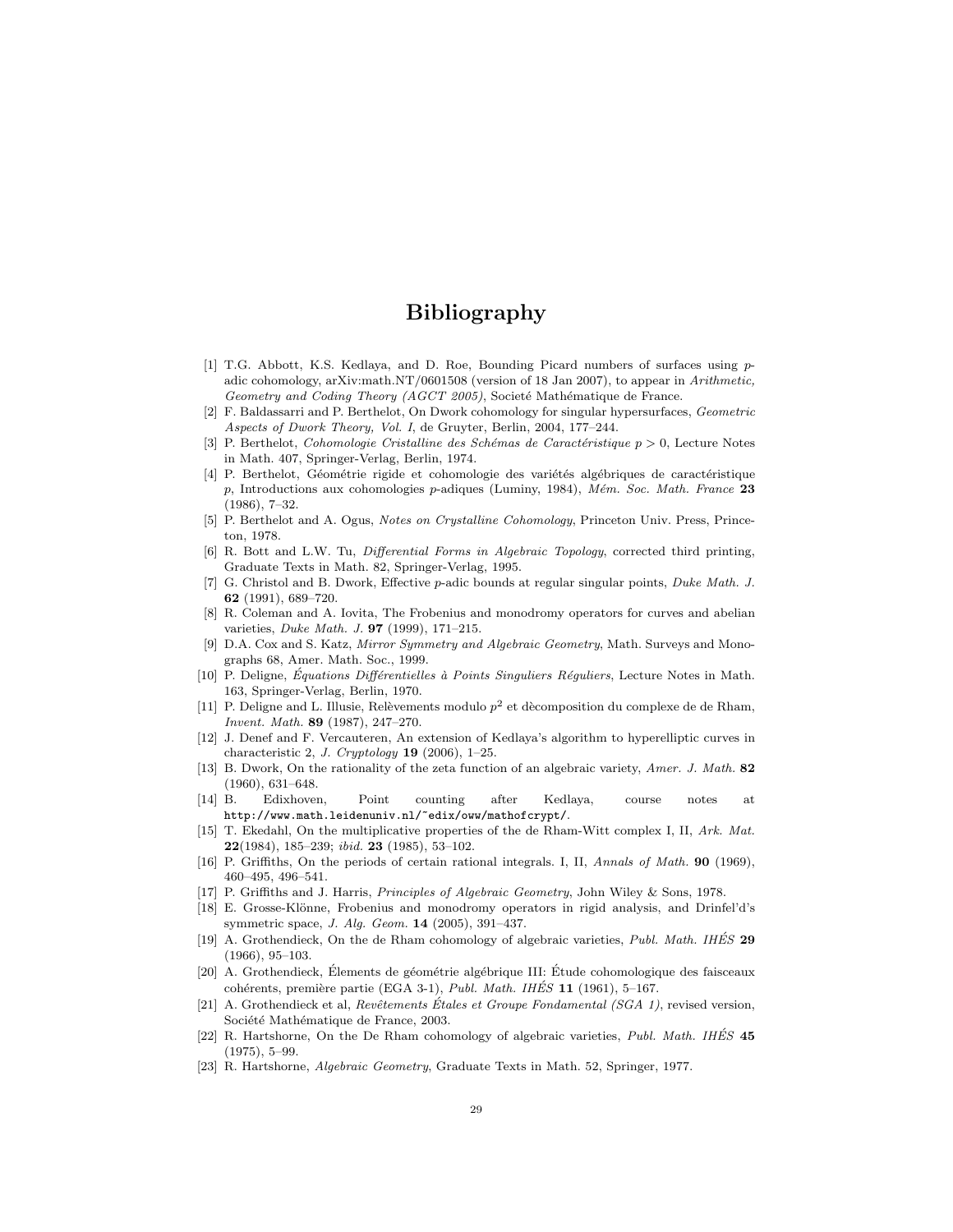# Bibliography

[1] T.G. Abbott, K.S. Kedlaya, and D. Roe, Bounding Picard numbers of surfaces using $p$-adic cohomology, arXiv:math.NT/0601508 (version of 18 Jan 2007), to appear in *Arithmetic, Geometry and Coding Theory (AGCT 2005)*, Societé Mathématique de France.

[2] F. Baldassarri and P. Berthelot, On Dwork cohomology for singular hypersurfaces, *Geometric Aspects of Dwork Theory, Vol. I*, de Gruyter, Berlin, 2004, 177–244.

[3] P. Berthelot, *Cohomologie Cristalline des Schémas de Caractéristique* $p > 0$, Lecture Notes in Math. 407, Springer-Verlag, Berlin, 1974.

[4] P. Berthelot, Géométrie rigide et cohomologie des variétés algébriques de caractéristique $p$, Introductions aux cohomologies $p$-adiques (Luminy, 1984), *Mém. Soc. Math. France* **23** (1986), 7–32.

[5] P. Berthelot and A. Ogus, *Notes on Crystalline Cohomology*, Princeton Univ. Press, Princeton, 1978.

[6] R. Bott and L.W. Tu, *Differential Forms in Algebraic Topology*, corrected third printing, Graduate Texts in Math. 82, Springer-Verlag, 1995.

[7] G. Christol and B. Dwork, Effective $p$-adic bounds at regular singular points, *Duke Math. J.* **62** (1991), 689–720.

[8] R. Coleman and A. Iovita, The Frobenius and monodromy operators for curves and abelian varieties, *Duke Math. J.* **97** (1999), 171–215.

[9] D.A. Cox and S. Katz, *Mirror Symmetry and Algebraic Geometry*, Math. Surveys and Monographs 68, Amer. Math. Soc., 1999.

[10] P. Deligne, *Équations Différentielles à Points Singuliers Réguliers*, Lecture Notes in Math. 163, Springer-Verlag, Berlin, 1970.

[11] P. Deligne and L. Illusie, Relèvements modulo $p^2$ et dècomposition du complexe de de Rham, *Invent. Math.* **89** (1987), 247–270.

[12] J. Denef and F. Vercauteren, An extension of Kedlaya's algorithm to hyperelliptic curves in characteristic 2, *J. Cryptology* **19** (2006), 1–25.

[13] B. Dwork, On the rationality of the zeta function of an algebraic variety, *Amer. J. Math.* **82** (1960), 631–648.

[14] B. Edixhoven, Point counting after Kedlaya, course notes at `http://www.math.leidenuniv.nl/~edix/oww/mathofcrypt/`.

[15] T. Ekedahl, On the multiplicative properties of the de Rham-Witt complex I, II, *Ark. Mat.* **22**(1984), 185–239; *ibid.* **23** (1985), 53–102.

[16] P. Griffiths, On the periods of certain rational integrals. I, II, *Annals of Math.* **90** (1969), 460–495, 496–541.

[17] P. Griffiths and J. Harris, *Principles of Algebraic Geometry*, John Wiley & Sons, 1978.

[18] E. Grosse-Klönne, Frobenius and monodromy operators in rigid analysis, and Drinfel'd's symmetric space, *J. Alg. Geom.* **14** (2005), 391–437.

[19] A. Grothendieck, On the de Rham cohomology of algebraic varieties, *Publ. Math. IHÉS* **29** (1966), 95–103.

[20] A. Grothendieck, Élements de géométrie algébrique III: Étude cohomologique des faisceaux cohérents, première partie (EGA 3-1), *Publ. Math. IHÉS* **11** (1961), 5–167.

[21] A. Grothendieck et al, *Revêtements Étales et Groupe Fondamental (SGA 1)*, revised version, Société Mathématique de France, 2003.

[22] R. Hartshorne, On the De Rham cohomology of algebraic varieties, *Publ. Math. IHÉS* **45** (1975), 5–99.

[23] R. Hartshorne, *Algebraic Geometry*, Graduate Texts in Math. 52, Springer, 1977.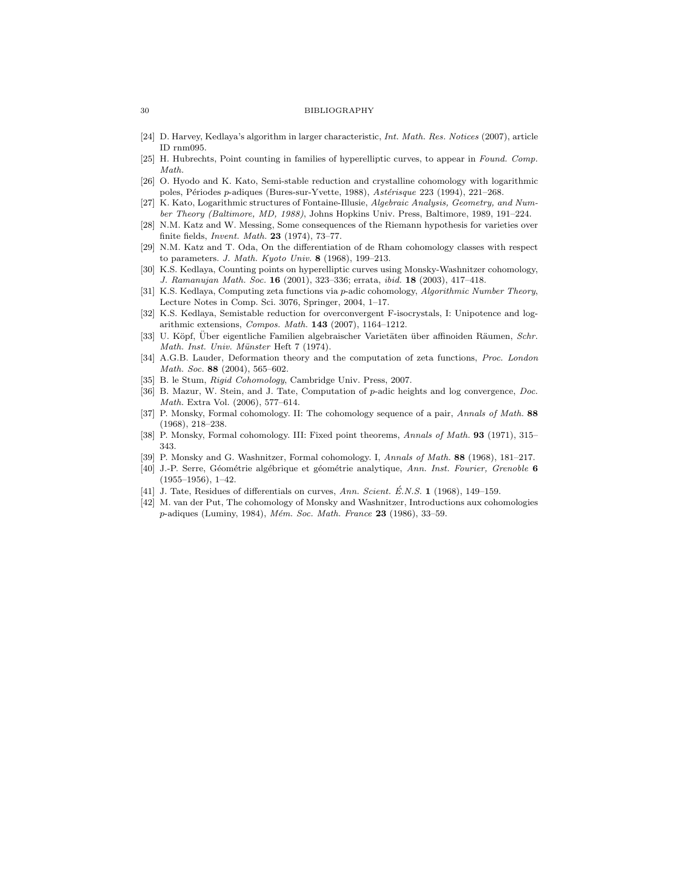[24] D. Harvey, Kedlaya's algorithm in larger characteristic, *Int. Math. Res. Notices* (2007), article ID rnm095.

[25] H. Hubrechts, Point counting in families of hyperelliptic curves, to appear in *Found. Comp. Math.*

[26] O. Hyodo and K. Kato, Semi-stable reduction and crystalline cohomology with logarithmic poles, Périodes $p$-adiques (Bures-sur-Yvette, 1988), *Astérisque* 223 (1994), 221–268.

[27] K. Kato, Logarithmic structures of Fontaine-Illusie, *Algebraic Analysis, Geometry, and Number Theory (Baltimore, MD, 1988)*, Johns Hopkins Univ. Press, Baltimore, 1989, 191–224.

[28] N.M. Katz and W. Messing, Some consequences of the Riemann hypothesis for varieties over finite fields, *Invent. Math.* **23** (1974), 73–77.

[29] N.M. Katz and T. Oda, On the differentiation of de Rham cohomology classes with respect to parameters. *J. Math. Kyoto Univ.* **8** (1968), 199–213.

[30] K.S. Kedlaya, Counting points on hyperelliptic curves using Monsky-Washnitzer cohomology, *J. Ramanujan Math. Soc.* **16** (2001), 323–336; errata, *ibid.* **18** (2003), 417–418.

[31] K.S. Kedlaya, Computing zeta functions via $p$-adic cohomology, *Algorithmic Number Theory*, Lecture Notes in Comp. Sci. 3076, Springer, 2004, 1–17.

[32] K.S. Kedlaya, Semistable reduction for overconvergent F-isocrystals, I: Unipotence and logarithmic extensions, *Compos. Math.* **143** (2007), 1164–1212.

[33] U. Köpf, Über eigentliche Familien algebraischer Varietäten über affinoiden Räumen, *Schr. Math. Inst. Univ. Münster* Heft 7 (1974).

[34] A.G.B. Lauder, Deformation theory and the computation of zeta functions, *Proc. London Math. Soc.* **88** (2004), 565–602.

[35] B. le Stum, *Rigid Cohomology*, Cambridge Univ. Press, 2007.

[36] B. Mazur, W. Stein, and J. Tate, Computation of $p$-adic heights and log convergence, *Doc. Math.* Extra Vol. (2006), 577–614.

[37] P. Monsky, Formal cohomology. II: The cohomology sequence of a pair, *Annals of Math.* **88** (1968), 218–238.

[38] P. Monsky, Formal cohomology. III: Fixed point theorems, *Annals of Math.* **93** (1971), 315–343.

[39] P. Monsky and G. Washnitzer, Formal cohomology. I, *Annals of Math.* **88** (1968), 181–217.

[40] J.-P. Serre, Géométrie algébrique et géométrie analytique, *Ann. Inst. Fourier, Grenoble* **6** (1955–1956), 1–42.

[41] J. Tate, Residues of differentials on curves, *Ann. Scient. É.N.S.* **1** (1968), 149–159.

[42] M. van der Put, The cohomology of Monsky and Washnitzer, Introductions aux cohomologies $p$-adiques (Luminy, 1984), *Mém. Soc. Math. France* **23** (1986), 33–59.